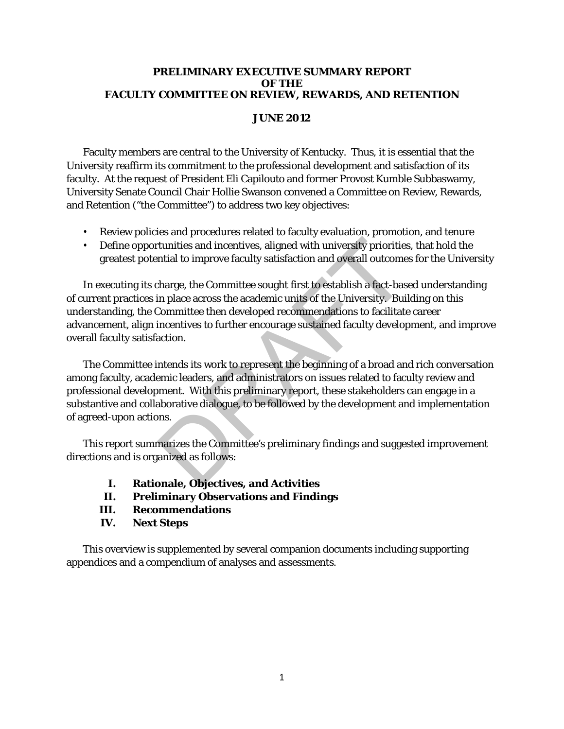# PRELIMINARY EXECUTIVE SUMMARY REPORT
# OF THE
# FACULTY COMMITTEE ON REVIEW, REWARDS, AND RETENTION

## JUNE 2012

Faculty members are central to the University of Kentucky. Thus, it is essential that the University reaffirm its commitment to the professional development and satisfaction of its faculty. At the request of President Eli Capilouto and former Provost Kumble Subbaswamy, University Senate Council Chair Hollie Swanson convened a Committee on Review, Rewards, and Retention ("the Committee") to address two key objectives:

- Review policies and procedures related to faculty evaluation, promotion, and tenure
- Define opportunities and incentives, aligned with university priorities, that hold the greatest potential to improve faculty satisfaction and overall outcomes for the University

In executing its charge, the Committee sought first to establish a fact-based understanding of current practices in place across the academic units of the University. Building on this understanding, the Committee then developed recommendations to facilitate career advancement, align incentives to further encourage sustained faculty development, and improve overall faculty satisfaction.

The Committee intends its work to represent the beginning of a broad and rich conversation among faculty, academic leaders, and administrators on issues related to faculty review and professional development. With this preliminary report, these stakeholders can engage in a substantive and collaborative dialogue, to be followed by the development and implementation of agreed-upon actions.

This report summarizes the Committee's preliminary findings and suggested improvement directions and is organized as follows:

- **I. Rationale, Objectives, and Activities**
- **II. Preliminary Observations and Findings**
- **III. Recommendations**
- **IV. Next Steps**

This overview is supplemented by several companion documents including supporting appendices and a compendium of analyses and assessments.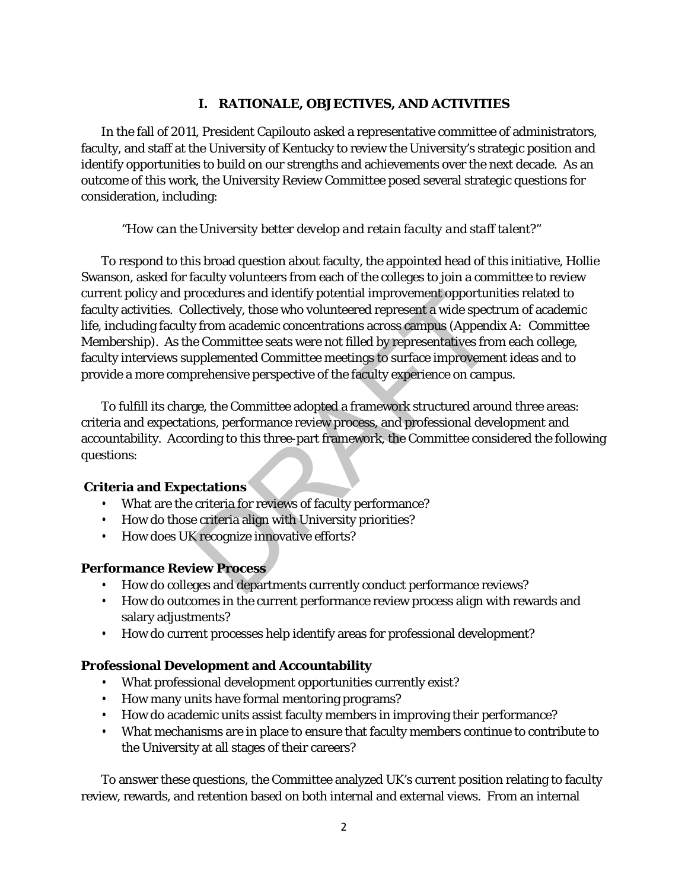## I. RATIONALE, OBJECTIVES, AND ACTIVITIES

In the fall of 2011, President Capilouto asked a representative committee of administrators, faculty, and staff at the University of Kentucky to review the University's strategic position and identify opportunities to build on our strengths and achievements over the next decade. As an outcome of this work, the University Review Committee posed several strategic questions for consideration, including:

*"How can the University better develop and retain faculty and staff talent?"*

To respond to this broad question about faculty, the appointed head of this initiative, Hollie Swanson, asked for faculty volunteers from each of the colleges to join a committee to review current policy and procedures and identify potential improvement opportunities related to faculty activities. Collectively, those who volunteered represent a wide spectrum of academic life, including faculty from academic concentrations across campus (Appendix A: Committee Membership). As the Committee seats were not filled by representatives from each college, faculty interviews supplemented Committee meetings to surface improvement ideas and to provide a more comprehensive perspective of the faculty experience on campus.

To fulfill its charge, the Committee adopted a framework structured around three areas: criteria and expectations, performance review process, and professional development and accountability. According to this three-part framework, the Committee considered the following questions:

**Criteria and Expectations**

- What are the criteria for reviews of faculty performance?
- How do those criteria align with University priorities?
- How does UK recognize innovative efforts?

**Performance Review Process**

- How do colleges and departments currently conduct performance reviews?
- How do outcomes in the current performance review process align with rewards and salary adjustments?
- How do current processes help identify areas for professional development?

**Professional Development and Accountability**

- What professional development opportunities currently exist?
- How many units have formal mentoring programs?
- How do academic units assist faculty members in improving their performance?
- What mechanisms are in place to ensure that faculty members continue to contribute to the University at all stages of their careers?

To answer these questions, the Committee analyzed UK's current position relating to faculty review, rewards, and retention based on both internal and external views. From an internal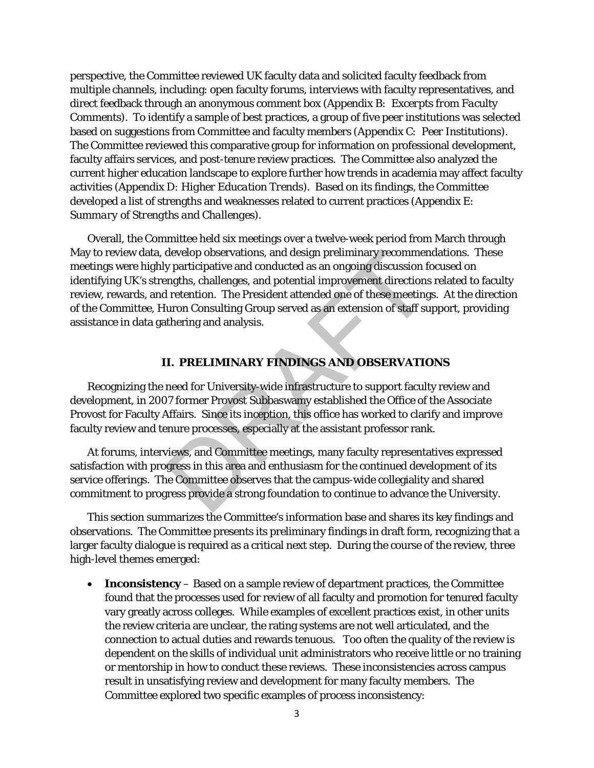perspective, the Committee reviewed UK faculty data and solicited faculty feedback from multiple channels, including: open faculty forums, interviews with faculty representatives, and direct feedback through an anonymous comment box (Appendix B: *Excerpts from Faculty Comments*). To identify a sample of best practices, a group of five peer institutions was selected based on suggestions from Committee and faculty members (Appendix C: *Peer Institutions*). The Committee reviewed this comparative group for information on professional development, faculty affairs services, and post-tenure review practices. The Committee also analyzed the current higher education landscape to explore further how trends in academia may affect faculty activities (Appendix D: *Higher Education Trends*). Based on its findings, the Committee developed a list of strengths and weaknesses related to current practices (Appendix E: *Summary of Strengths and Challenges*).

Overall, the Committee held six meetings over a twelve-week period from March through May to review data, develop observations, and design preliminary recommendations. These meetings were highly participative and conducted as an ongoing discussion focused on identifying UK's strengths, challenges, and potential improvement directions related to faculty review, rewards, and retention. The President attended one of these meetings. At the direction of the Committee, Huron Consulting Group served as an extension of staff support, providing assistance in data gathering and analysis.

## II. PRELIMINARY FINDINGS AND OBSERVATIONS

Recognizing the need for University-wide infrastructure to support faculty review and development, in 2007 former Provost Subbaswamy established the Office of the Associate Provost for Faculty Affairs. Since its inception, this office has worked to clarify and improve faculty review and tenure processes, especially at the assistant professor rank.

At forums, interviews, and Committee meetings, many faculty representatives expressed satisfaction with progress in this area and enthusiasm for the continued development of its service offerings. The Committee observes that the campus-wide collegiality and shared commitment to progress provide a strong foundation to continue to advance the University.

This section summarizes the Committee's information base and shares its key findings and observations. The Committee presents its preliminary findings in draft form, recognizing that a larger faculty dialogue is required as a critical next step. During the course of the review, three high-level themes emerged:

- **Inconsistency** – Based on a sample review of department practices, the Committee found that the processes used for review of all faculty and promotion for tenured faculty vary greatly across colleges. While examples of excellent practices exist, in other units the review criteria are unclear, the rating systems are not well articulated, and the connection to actual duties and rewards tenuous. Too often the quality of the review is dependent on the skills of individual unit administrators who receive little or no training or mentorship in how to conduct these reviews. These inconsistencies across campus result in unsatisfying review and development for many faculty members. The Committee explored two specific examples of process inconsistency: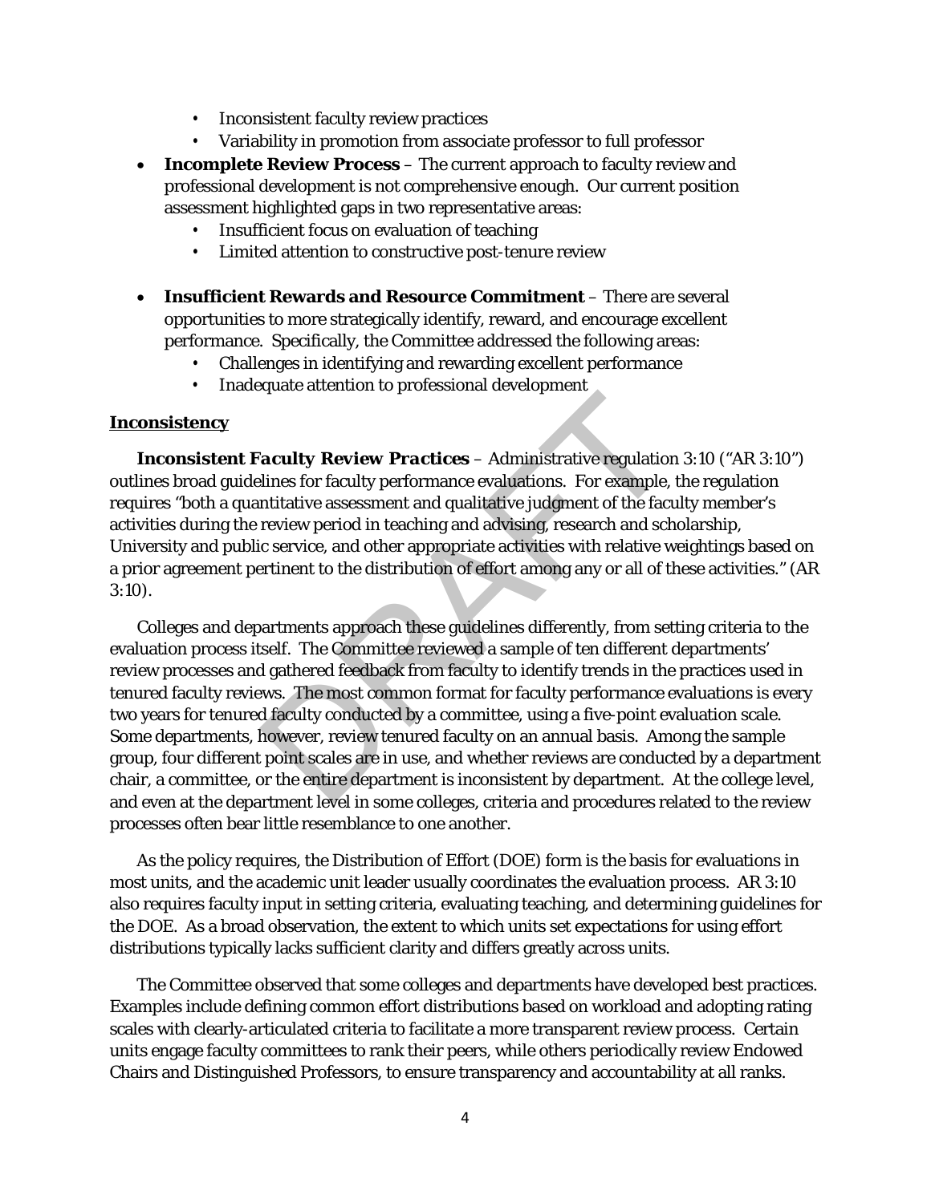- Inconsistent faculty review practices
- Variability in promotion from associate professor to full professor

- **Incomplete Review Process** – The current approach to faculty review and professional development is not comprehensive enough. Our current position assessment highlighted gaps in two representative areas:
  - Insufficient focus on evaluation of teaching
  - Limited attention to constructive post-tenure review

- **Insufficient Rewards and Resource Commitment** – There are several opportunities to more strategically identify, reward, and encourage excellent performance. Specifically, the Committee addressed the following areas:
  - Challenges in identifying and rewarding excellent performance
  - Inadequate attention to professional development

## Inconsistency

***Inconsistent Faculty Review Practices*** – Administrative regulation 3:10 ("AR 3:10") outlines broad guidelines for faculty performance evaluations. For example, the regulation requires "both a quantitative assessment and qualitative judgment of the faculty member's activities during the review period in teaching and advising, research and scholarship, University and public service, and other appropriate activities with relative weightings based on a prior agreement pertinent to the distribution of effort among any or all of these activities." (AR 3:10).

Colleges and departments approach these guidelines differently, from setting criteria to the evaluation process itself. The Committee reviewed a sample of ten different departments' review processes and gathered feedback from faculty to identify trends in the practices used in tenured faculty reviews. The most common format for faculty performance evaluations is every two years for tenured faculty conducted by a committee, using a five-point evaluation scale. Some departments, however, review tenured faculty on an annual basis. Among the sample group, four different point scales are in use, and whether reviews are conducted by a department chair, a committee, or the entire department is inconsistent by department. At the college level, and even at the department level in some colleges, criteria and procedures related to the review processes often bear little resemblance to one another.

As the policy requires, the Distribution of Effort (DOE) form is the basis for evaluations in most units, and the academic unit leader usually coordinates the evaluation process. AR 3:10 also requires faculty input in setting criteria, evaluating teaching, and determining guidelines for the DOE. As a broad observation, the extent to which units set expectations for using effort distributions typically lacks sufficient clarity and differs greatly across units.

The Committee observed that some colleges and departments have developed best practices. Examples include defining common effort distributions based on workload and adopting rating scales with clearly-articulated criteria to facilitate a more transparent review process. Certain units engage faculty committees to rank their peers, while others periodically review Endowed Chairs and Distinguished Professors, to ensure transparency and accountability at all ranks.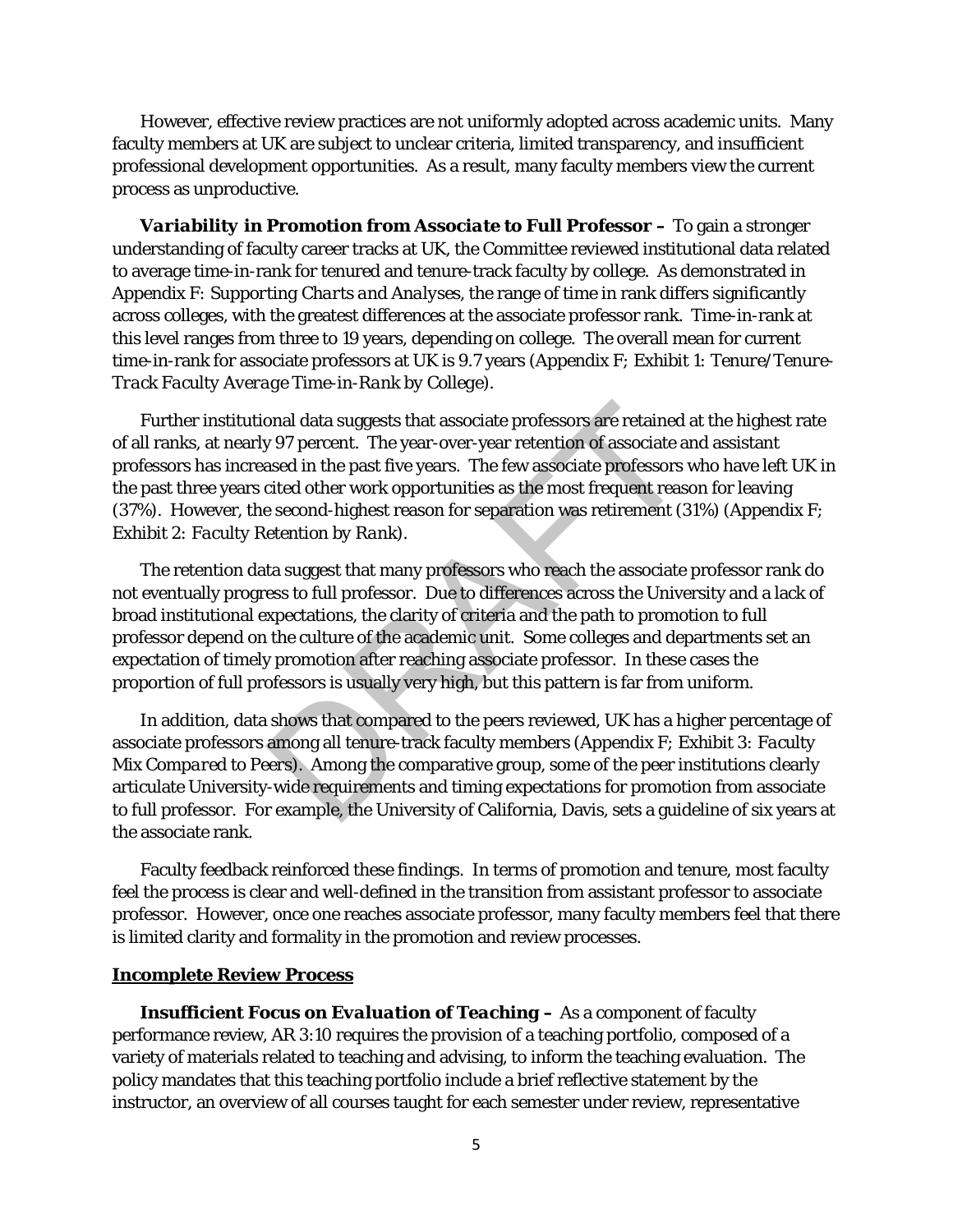However, effective review practices are not uniformly adopted across academic units. Many faculty members at UK are subject to unclear criteria, limited transparency, and insufficient professional development opportunities. As a result, many faculty members view the current process as unproductive.

***Variability in Promotion from Associate to Full Professor –*** To gain a stronger understanding of faculty career tracks at UK, the Committee reviewed institutional data related to average time-in-rank for tenured and tenure-track faculty by college. As demonstrated in Appendix F: *Supporting Charts and Analyses*, the range of time in rank differs significantly across colleges, with the greatest differences at the associate professor rank. Time-in-rank at this level ranges from three to 19 years, depending on college. The overall mean for current time-in-rank for associate professors at UK is 9.7 years (Appendix F; Exhibit 1: *Tenure/Tenure-Track Faculty Average Time-in-Rank by College*).

Further institutional data suggests that associate professors are retained at the highest rate of all ranks, at nearly 97 percent. The year-over-year retention of associate and assistant professors has increased in the past five years. The few associate professors who have left UK in the past three years cited other work opportunities as the most frequent reason for leaving (37%). However, the second-highest reason for separation was retirement (31%) (Appendix F; Exhibit 2: *Faculty Retention by Rank*).

The retention data suggest that many professors who reach the associate professor rank do not eventually progress to full professor. Due to differences across the University and a lack of broad institutional expectations, the clarity of criteria and the path to promotion to full professor depend on the culture of the academic unit. Some colleges and departments set an expectation of timely promotion after reaching associate professor. In these cases the proportion of full professors is usually very high, but this pattern is far from uniform.

In addition, data shows that compared to the peers reviewed, UK has a higher percentage of associate professors among all tenure-track faculty members (Appendix F; Exhibit 3: *Faculty Mix Compared to Peers*). Among the comparative group, some of the peer institutions clearly articulate University-wide requirements and timing expectations for promotion from associate to full professor. For example, the University of California, Davis, sets a guideline of six years at the associate rank.

Faculty feedback reinforced these findings. In terms of promotion and tenure, most faculty feel the process is clear and well-defined in the transition from assistant professor to associate professor. However, once one reaches associate professor, many faculty members feel that there is limited clarity and formality in the promotion and review processes.

**Incomplete Review Process**

***Insufficient Focus on Evaluation of Teaching –*** As a component of faculty performance review, AR 3:10 requires the provision of a teaching portfolio, composed of a variety of materials related to teaching and advising, to inform the teaching evaluation. The policy mandates that this teaching portfolio include a brief reflective statement by the instructor, an overview of all courses taught for each semester under review, representative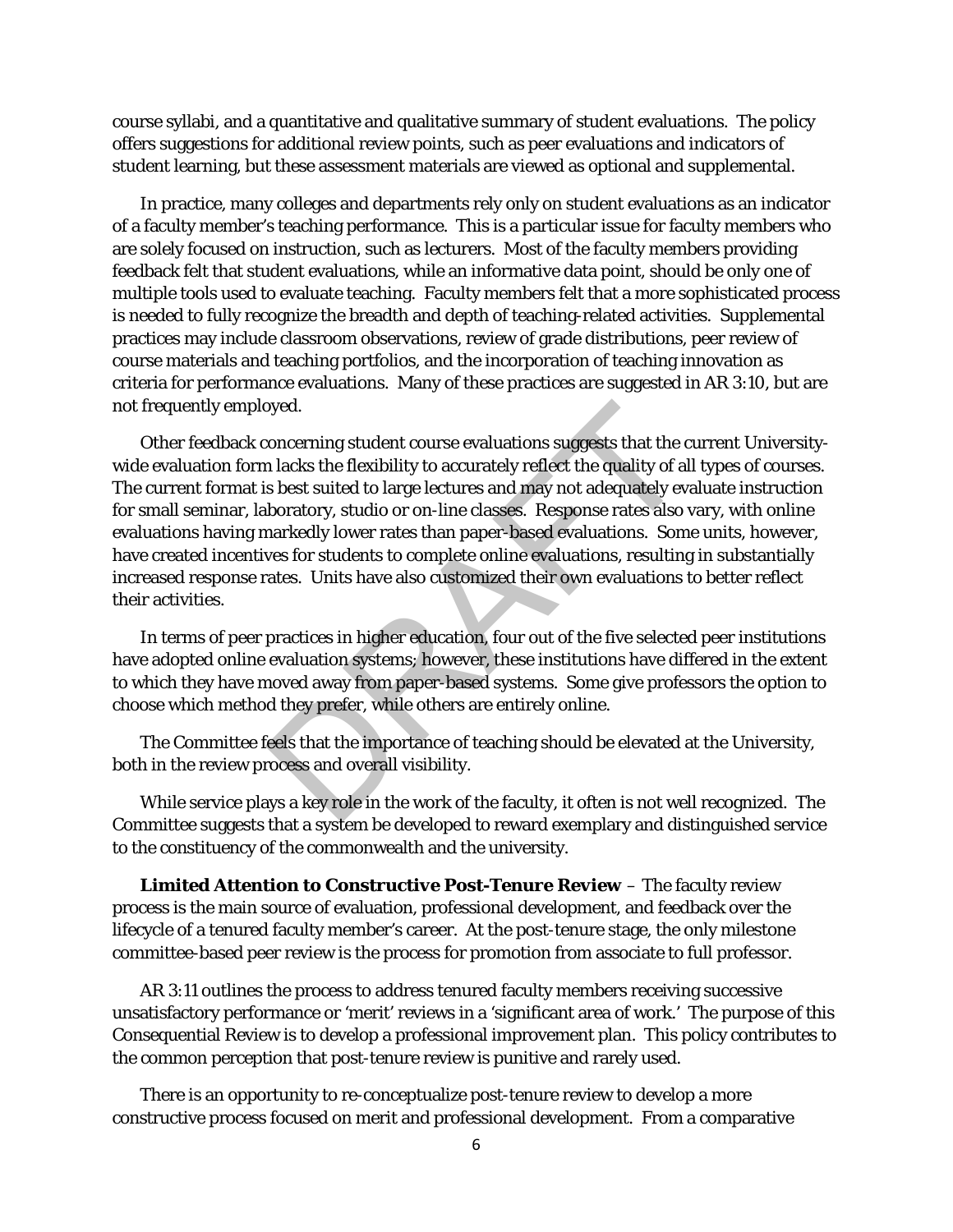course syllabi, and a quantitative and qualitative summary of student evaluations. The policy offers suggestions for additional review points, such as peer evaluations and indicators of student learning, but these assessment materials are viewed as optional and supplemental.

In practice, many colleges and departments rely only on student evaluations as an indicator of a faculty member's teaching performance. This is a particular issue for faculty members who are solely focused on instruction, such as lecturers. Most of the faculty members providing feedback felt that student evaluations, while an informative data point, should be only one of multiple tools used to evaluate teaching. Faculty members felt that a more sophisticated process is needed to fully recognize the breadth and depth of teaching-related activities. Supplemental practices may include classroom observations, review of grade distributions, peer review of course materials and teaching portfolios, and the incorporation of teaching innovation as criteria for performance evaluations. Many of these practices are suggested in AR 3:10, but are not frequently employed.

Other feedback concerning student course evaluations suggests that the current University-wide evaluation form lacks the flexibility to accurately reflect the quality of all types of courses. The current format is best suited to large lectures and may not adequately evaluate instruction for small seminar, laboratory, studio or on-line classes. Response rates also vary, with online evaluations having markedly lower rates than paper-based evaluations. Some units, however, have created incentives for students to complete online evaluations, resulting in substantially increased response rates. Units have also customized their own evaluations to better reflect their activities.

In terms of peer practices in higher education, four out of the five selected peer institutions have adopted online evaluation systems; however, these institutions have differed in the extent to which they have moved away from paper-based systems. Some give professors the option to choose which method they prefer, while others are entirely online.

The Committee feels that the importance of teaching should be elevated at the University, both in the review process and overall visibility.

While service plays a key role in the work of the faculty, it often is not well recognized. The Committee suggests that a system be developed to reward exemplary and distinguished service to the constituency of the commonwealth and the university.

**Limited Attention to Constructive Post-Tenure Review** – The faculty review process is the main source of evaluation, professional development, and feedback over the lifecycle of a tenured faculty member's career. At the post-tenure stage, the only milestone committee-based peer review is the process for promotion from associate to full professor.

AR 3:11 outlines the process to address tenured faculty members receiving successive unsatisfactory performance or 'merit' reviews in a 'significant area of work.' The purpose of this Consequential Review is to develop a professional improvement plan. This policy contributes to the common perception that post-tenure review is punitive and rarely used.

There is an opportunity to re-conceptualize post-tenure review to develop a more constructive process focused on merit and professional development. From a comparative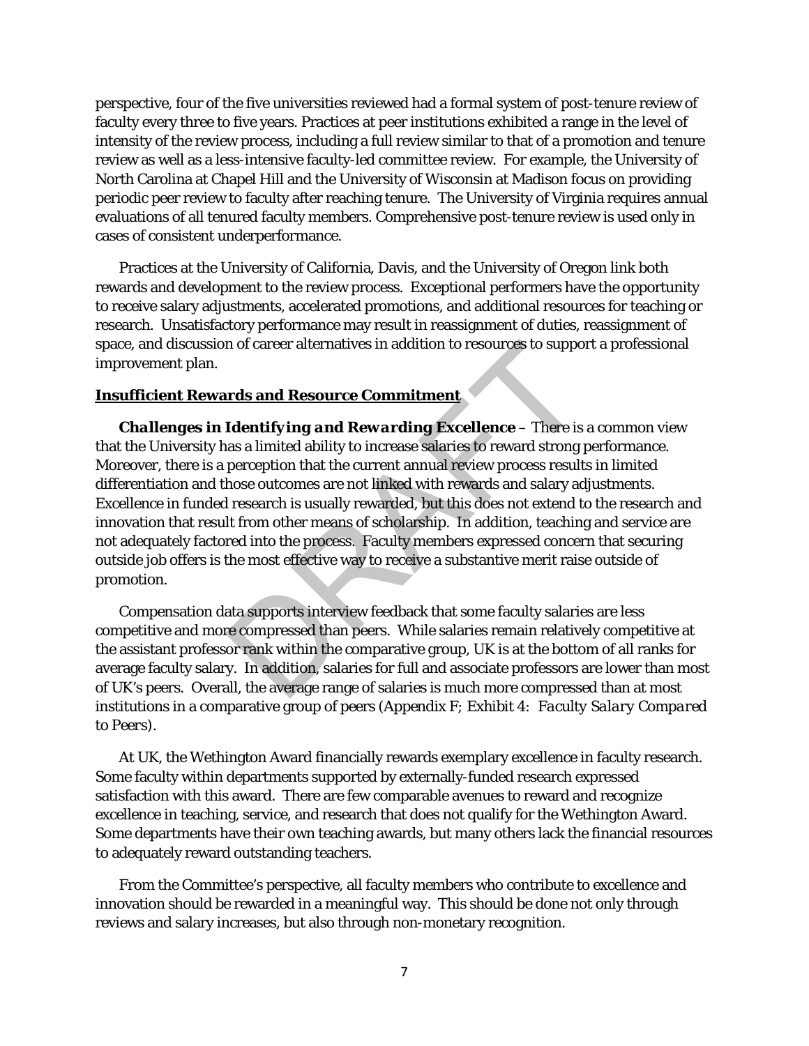perspective, four of the five universities reviewed had a formal system of post-tenure review of faculty every three to five years. Practices at peer institutions exhibited a range in the level of intensity of the review process, including a full review similar to that of a promotion and tenure review as well as a less-intensive faculty-led committee review. For example, the University of North Carolina at Chapel Hill and the University of Wisconsin at Madison focus on providing periodic peer review to faculty after reaching tenure. The University of Virginia requires annual evaluations of all tenured faculty members. Comprehensive post-tenure review is used only in cases of consistent underperformance.

Practices at the University of California, Davis, and the University of Oregon link both rewards and development to the review process. Exceptional performers have the opportunity to receive salary adjustments, accelerated promotions, and additional resources for teaching or research. Unsatisfactory performance may result in reassignment of duties, reassignment of space, and discussion of career alternatives in addition to resources to support a professional improvement plan.

## Insufficient Rewards and Resource Commitment

***Challenges in Identifying and Rewarding Excellence*** – There is a common view that the University has a limited ability to increase salaries to reward strong performance. Moreover, there is a perception that the current annual review process results in limited differentiation and those outcomes are not linked with rewards and salary adjustments. Excellence in funded research is usually rewarded, but this does not extend to the research and innovation that result from other means of scholarship. In addition, teaching and service are not adequately factored into the process. Faculty members expressed concern that securing outside job offers is the most effective way to receive a substantive merit raise outside of promotion.

Compensation data supports interview feedback that some faculty salaries are less competitive and more compressed than peers. While salaries remain relatively competitive at the assistant professor rank within the comparative group, UK is at the bottom of all ranks for average faculty salary. In addition, salaries for full and associate professors are lower than most of UK's peers. Overall, the average range of salaries is much more compressed than at most institutions in a comparative group of peers (Appendix F; Exhibit 4: *Faculty Salary Compared to Peers*).

At UK, the Wethington Award financially rewards exemplary excellence in faculty research. Some faculty within departments supported by externally-funded research expressed satisfaction with this award. There are few comparable avenues to reward and recognize excellence in teaching, service, and research that does not qualify for the Wethington Award. Some departments have their own teaching awards, but many others lack the financial resources to adequately reward outstanding teachers.

From the Committee's perspective, all faculty members who contribute to excellence and innovation should be rewarded in a meaningful way. This should be done not only through reviews and salary increases, but also through non-monetary recognition.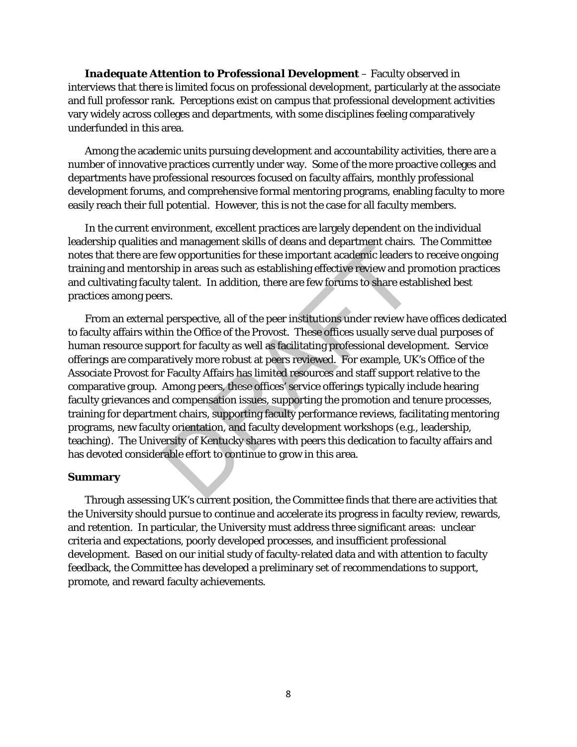***Inadequate Attention to Professional Development*** – Faculty observed in interviews that there is limited focus on professional development, particularly at the associate and full professor rank. Perceptions exist on campus that professional development activities vary widely across colleges and departments, with some disciplines feeling comparatively underfunded in this area.

Among the academic units pursuing development and accountability activities, there are a number of innovative practices currently under way. Some of the more proactive colleges and departments have professional resources focused on faculty affairs, monthly professional development forums, and comprehensive formal mentoring programs, enabling faculty to more easily reach their full potential. However, this is not the case for all faculty members.

In the current environment, excellent practices are largely dependent on the individual leadership qualities and management skills of deans and department chairs. The Committee notes that there are few opportunities for these important academic leaders to receive ongoing training and mentorship in areas such as establishing effective review and promotion practices and cultivating faculty talent. In addition, there are few forums to share established best practices among peers.

From an external perspective, all of the peer institutions under review have offices dedicated to faculty affairs within the Office of the Provost. These offices usually serve dual purposes of human resource support for faculty as well as facilitating professional development. Service offerings are comparatively more robust at peers reviewed. For example, UK's Office of the Associate Provost for Faculty Affairs has limited resources and staff support relative to the comparative group. Among peers, these offices' service offerings typically include hearing faculty grievances and compensation issues, supporting the promotion and tenure processes, training for department chairs, supporting faculty performance reviews, facilitating mentoring programs, new faculty orientation, and faculty development workshops (e.g., leadership, teaching). The University of Kentucky shares with peers this dedication to faculty affairs and has devoted considerable effort to continue to grow in this area.

### Summary

Through assessing UK's current position, the Committee finds that there are activities that the University should pursue to continue and accelerate its progress in faculty review, rewards, and retention. In particular, the University must address three significant areas: unclear criteria and expectations, poorly developed processes, and insufficient professional development. Based on our initial study of faculty-related data and with attention to faculty feedback, the Committee has developed a preliminary set of recommendations to support, promote, and reward faculty achievements.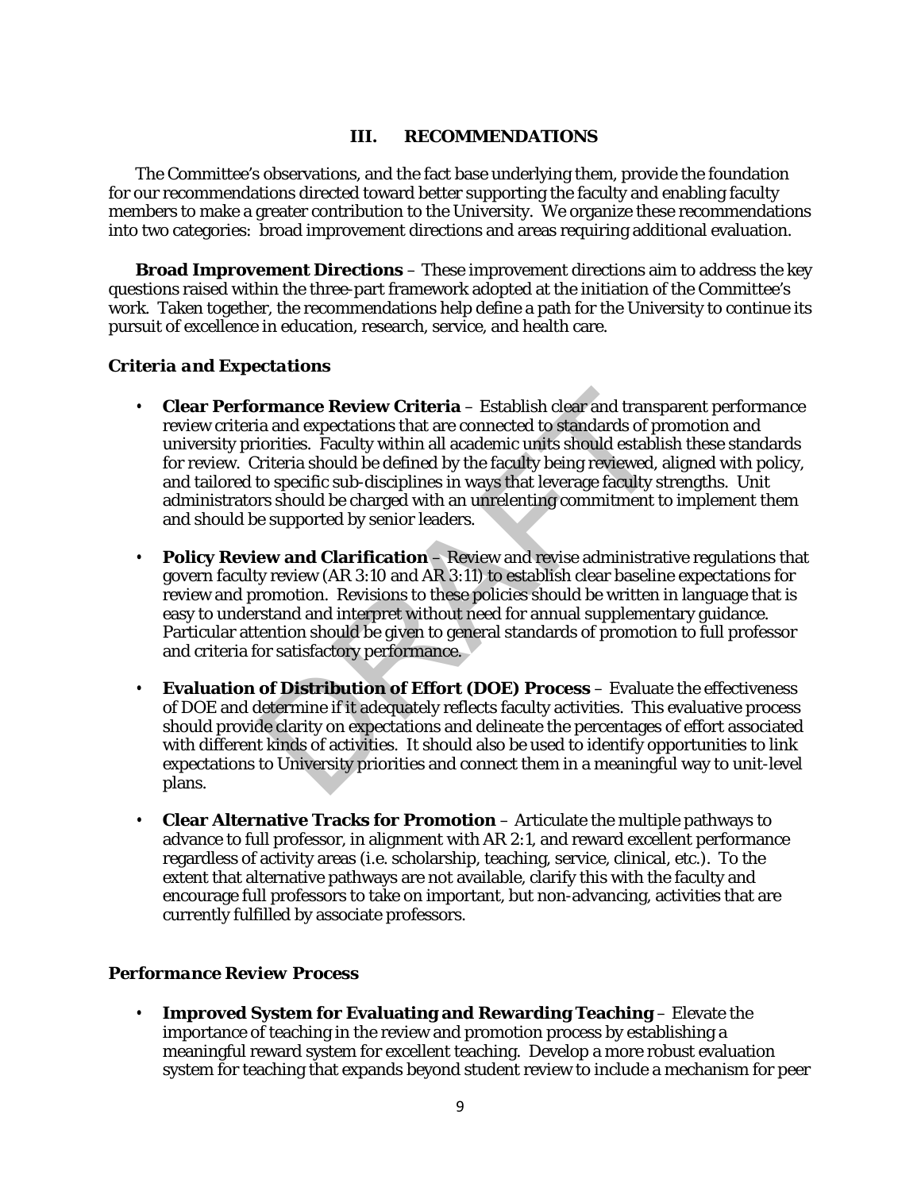## III. RECOMMENDATIONS

The Committee's observations, and the fact base underlying them, provide the foundation for our recommendations directed toward better supporting the faculty and enabling faculty members to make a greater contribution to the University. We organize these recommendations into two categories: broad improvement directions and areas requiring additional evaluation.

**Broad Improvement Directions** – These improvement directions aim to address the key questions raised within the three-part framework adopted at the initiation of the Committee's work. Taken together, the recommendations help define a path for the University to continue its pursuit of excellence in education, research, service, and health care.

### *Criteria and Expectations*

- **Clear Performance Review Criteria** – Establish clear and transparent performance review criteria and expectations that are connected to standards of promotion and university priorities. Faculty within all academic units should establish these standards for review. Criteria should be defined by the faculty being reviewed, aligned with policy, and tailored to specific sub-disciplines in ways that leverage faculty strengths. Unit administrators should be charged with an unrelenting commitment to implement them and should be supported by senior leaders.

- **Policy Review and Clarification** – Review and revise administrative regulations that govern faculty review (AR 3:10 and AR 3:11) to establish clear baseline expectations for review and promotion. Revisions to these policies should be written in language that is easy to understand and interpret without need for annual supplementary guidance. Particular attention should be given to general standards of promotion to full professor and criteria for satisfactory performance.

- **Evaluation of Distribution of Effort (DOE) Process** – Evaluate the effectiveness of DOE and determine if it adequately reflects faculty activities. This evaluative process should provide clarity on expectations and delineate the percentages of effort associated with different kinds of activities. It should also be used to identify opportunities to link expectations to University priorities and connect them in a meaningful way to unit-level plans.

- **Clear Alternative Tracks for Promotion** – Articulate the multiple pathways to advance to full professor, in alignment with AR 2:1, and reward excellent performance regardless of activity areas (i.e. scholarship, teaching, service, clinical, etc.). To the extent that alternative pathways are not available, clarify this with the faculty and encourage full professors to take on important, but non-advancing, activities that are currently fulfilled by associate professors.

### *Performance Review Process*

- **Improved System for Evaluating and Rewarding Teaching** – Elevate the importance of teaching in the review and promotion process by establishing a meaningful reward system for excellent teaching. Develop a more robust evaluation system for teaching that expands beyond student review to include a mechanism for peer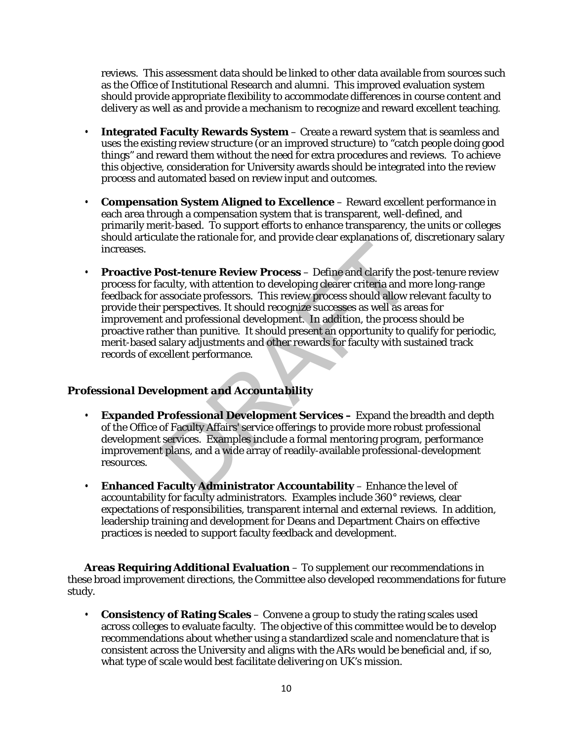reviews. This assessment data should be linked to other data available from sources such as the Office of Institutional Research and alumni. This improved evaluation system should provide appropriate flexibility to accommodate differences in course content and delivery as well as and provide a mechanism to recognize and reward excellent teaching.

- **Integrated Faculty Rewards System** – Create a reward system that is seamless and uses the existing review structure (or an improved structure) to "catch people doing good things" and reward them without the need for extra procedures and reviews. To achieve this objective, consideration for University awards should be integrated into the review process and automated based on review input and outcomes.

- **Compensation System Aligned to Excellence** – Reward excellent performance in each area through a compensation system that is transparent, well-defined, and primarily merit-based. To support efforts to enhance transparency, the units or colleges should articulate the rationale for, and provide clear explanations of, discretionary salary increases.

- **Proactive Post-tenure Review Process** – Define and clarify the post-tenure review process for faculty, with attention to developing clearer criteria and more long-range feedback for associate professors. This review process should allow relevant faculty to provide their perspectives. It should recognize successes as well as areas for improvement and professional development. In addition, the process should be proactive rather than punitive. It should present an opportunity to qualify for periodic, merit-based salary adjustments and other rewards for faculty with sustained track records of excellent performance.

### *Professional Development and Accountability*

- **Expanded Professional Development Services –** Expand the breadth and depth of the Office of Faculty Affairs' service offerings to provide more robust professional development services. Examples include a formal mentoring program, performance improvement plans, and a wide array of readily-available professional-development resources.

- **Enhanced Faculty Administrator Accountability** – Enhance the level of accountability for faculty administrators. Examples include 360° reviews, clear expectations of responsibilities, transparent internal and external reviews. In addition, leadership training and development for Deans and Department Chairs on effective practices is needed to support faculty feedback and development.

**Areas Requiring Additional Evaluation** – To supplement our recommendations in these broad improvement directions, the Committee also developed recommendations for future study.

- **Consistency of Rating Scales** – Convene a group to study the rating scales used across colleges to evaluate faculty. The objective of this committee would be to develop recommendations about whether using a standardized scale and nomenclature that is consistent across the University and aligns with the ARs would be beneficial and, if so, what type of scale would best facilitate delivering on UK's mission.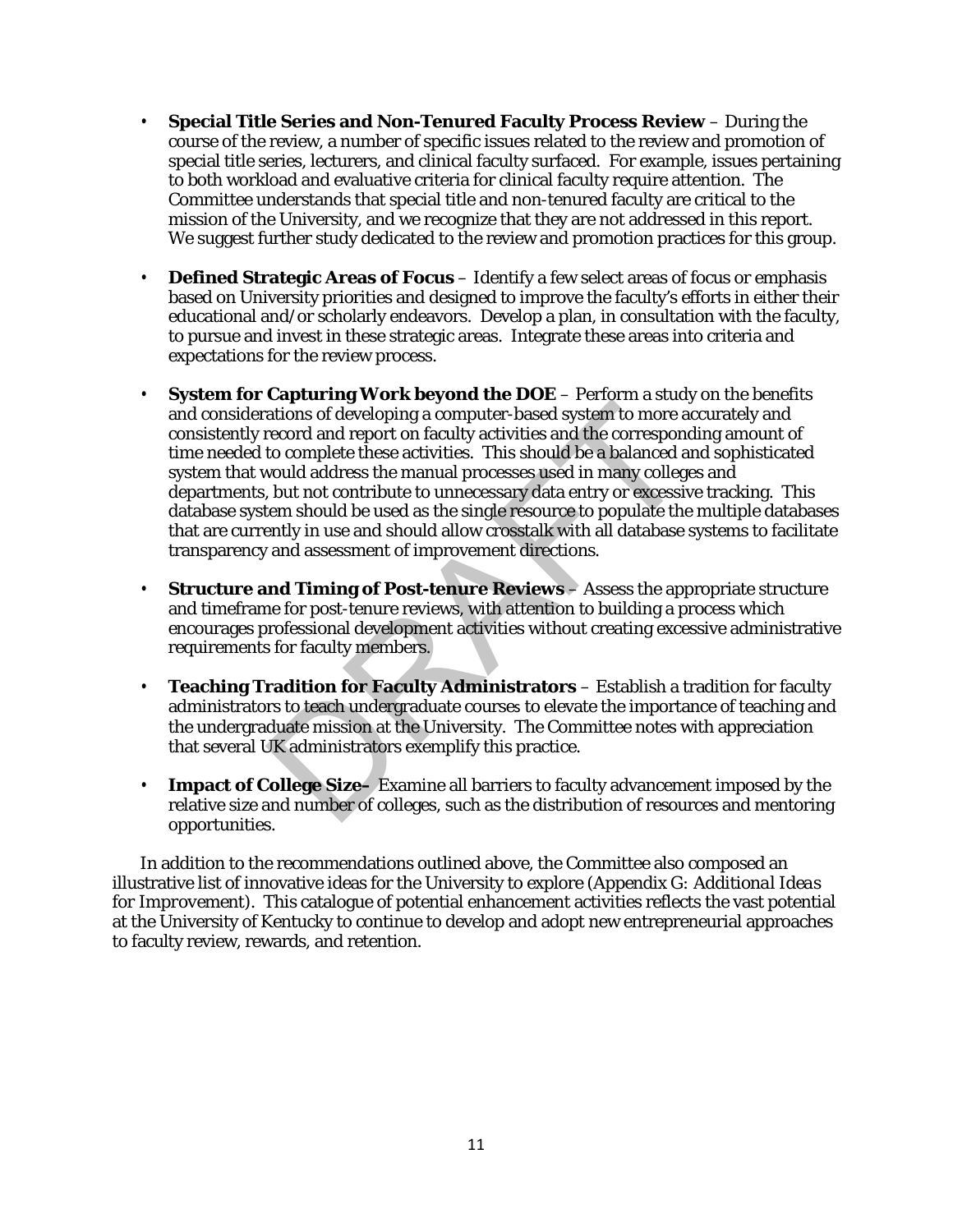- **Special Title Series and Non-Tenured Faculty Process Review** – During the course of the review, a number of specific issues related to the review and promotion of special title series, lecturers, and clinical faculty surfaced. For example, issues pertaining to both workload and evaluative criteria for clinical faculty require attention. The Committee understands that special title and non-tenured faculty are critical to the mission of the University, and we recognize that they are not addressed in this report. We suggest further study dedicated to the review and promotion practices for this group.

- **Defined Strategic Areas of Focus** – Identify a few select areas of focus or emphasis based on University priorities and designed to improve the faculty's efforts in either their educational and/or scholarly endeavors. Develop a plan, in consultation with the faculty, to pursue and invest in these strategic areas. Integrate these areas into criteria and expectations for the review process.

- **System for Capturing Work beyond the DOE** – Perform a study on the benefits and considerations of developing a computer-based system to more accurately and consistently record and report on faculty activities and the corresponding amount of time needed to complete these activities. This should be a balanced and sophisticated system that would address the manual processes used in many colleges and departments, but not contribute to unnecessary data entry or excessive tracking. This database system should be used as the single resource to populate the multiple databases that are currently in use and should allow crosstalk with all database systems to facilitate transparency and assessment of improvement directions.

- **Structure and Timing of Post-tenure Reviews** – Assess the appropriate structure and timeframe for post-tenure reviews, with attention to building a process which encourages professional development activities without creating excessive administrative requirements for faculty members.

- **Teaching Tradition for Faculty Administrators** – Establish a tradition for faculty administrators to teach undergraduate courses to elevate the importance of teaching and the undergraduate mission at the University. The Committee notes with appreciation that several UK administrators exemplify this practice.

- **Impact of College Size–** Examine all barriers to faculty advancement imposed by the relative size and number of colleges, such as the distribution of resources and mentoring opportunities.

In addition to the recommendations outlined above, the Committee also composed an illustrative list of innovative ideas for the University to explore (Appendix G: *Additional Ideas for Improvement*). This catalogue of potential enhancement activities reflects the vast potential at the University of Kentucky to continue to develop and adopt new entrepreneurial approaches to faculty review, rewards, and retention.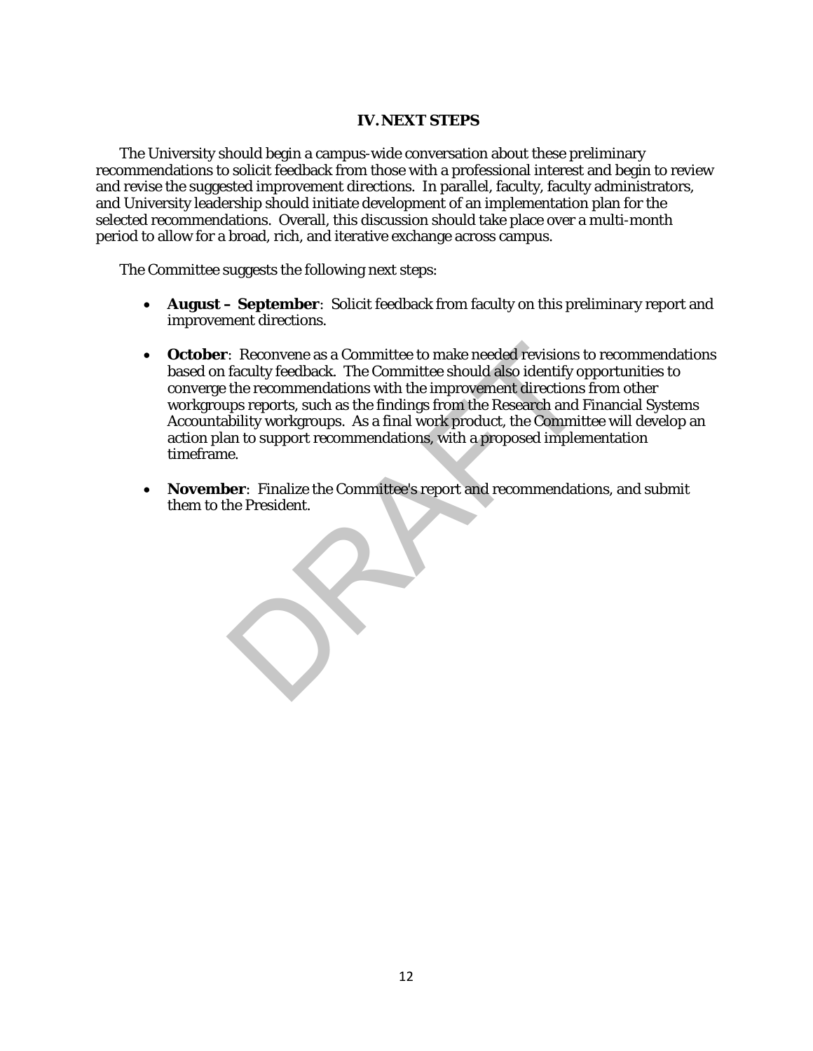## IV. NEXT STEPS

The University should begin a campus-wide conversation about these preliminary recommendations to solicit feedback from those with a professional interest and begin to review and revise the suggested improvement directions. In parallel, faculty, faculty administrators, and University leadership should initiate development of an implementation plan for the selected recommendations. Overall, this discussion should take place over a multi-month period to allow for a broad, rich, and iterative exchange across campus.

The Committee suggests the following next steps:

- **August – September**: Solicit feedback from faculty on this preliminary report and improvement directions.
- **October**: Reconvene as a Committee to make needed revisions to recommendations based on faculty feedback. The Committee should also identify opportunities to converge the recommendations with the improvement directions from other workgroups reports, such as the findings from the Research and Financial Systems Accountability workgroups. As a final work product, the Committee will develop an action plan to support recommendations, with a proposed implementation timeframe.
- **November**: Finalize the Committee's report and recommendations, and submit them to the President.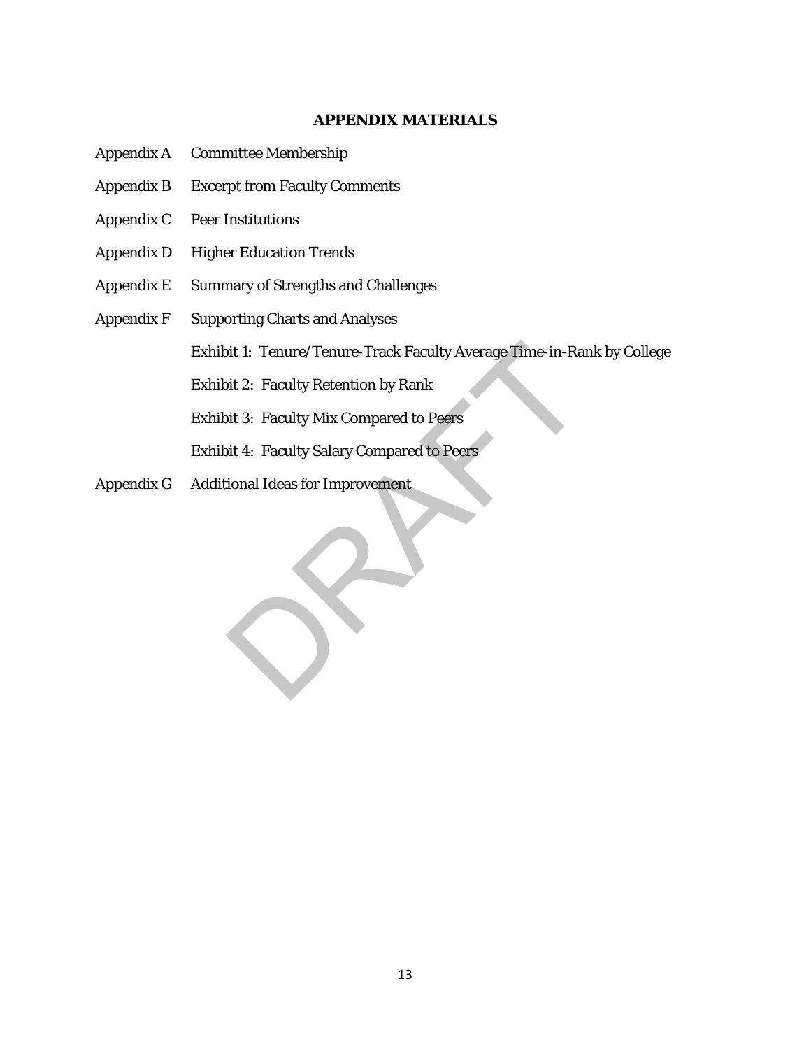## APPENDIX MATERIALS

Appendix A Committee Membership

Appendix B Excerpt from Faculty Comments

Appendix C Peer Institutions

Appendix D Higher Education Trends

Appendix E Summary of Strengths and Challenges

Appendix F Supporting Charts and Analyses

- Exhibit 1: Tenure/Tenure-Track Faculty Average Time-in-Rank by College
- Exhibit 2: Faculty Retention by Rank
- Exhibit 3: Faculty Mix Compared to Peers
- Exhibit 4: Faculty Salary Compared to Peers

Appendix G Additional Ideas for Improvement

DRAFT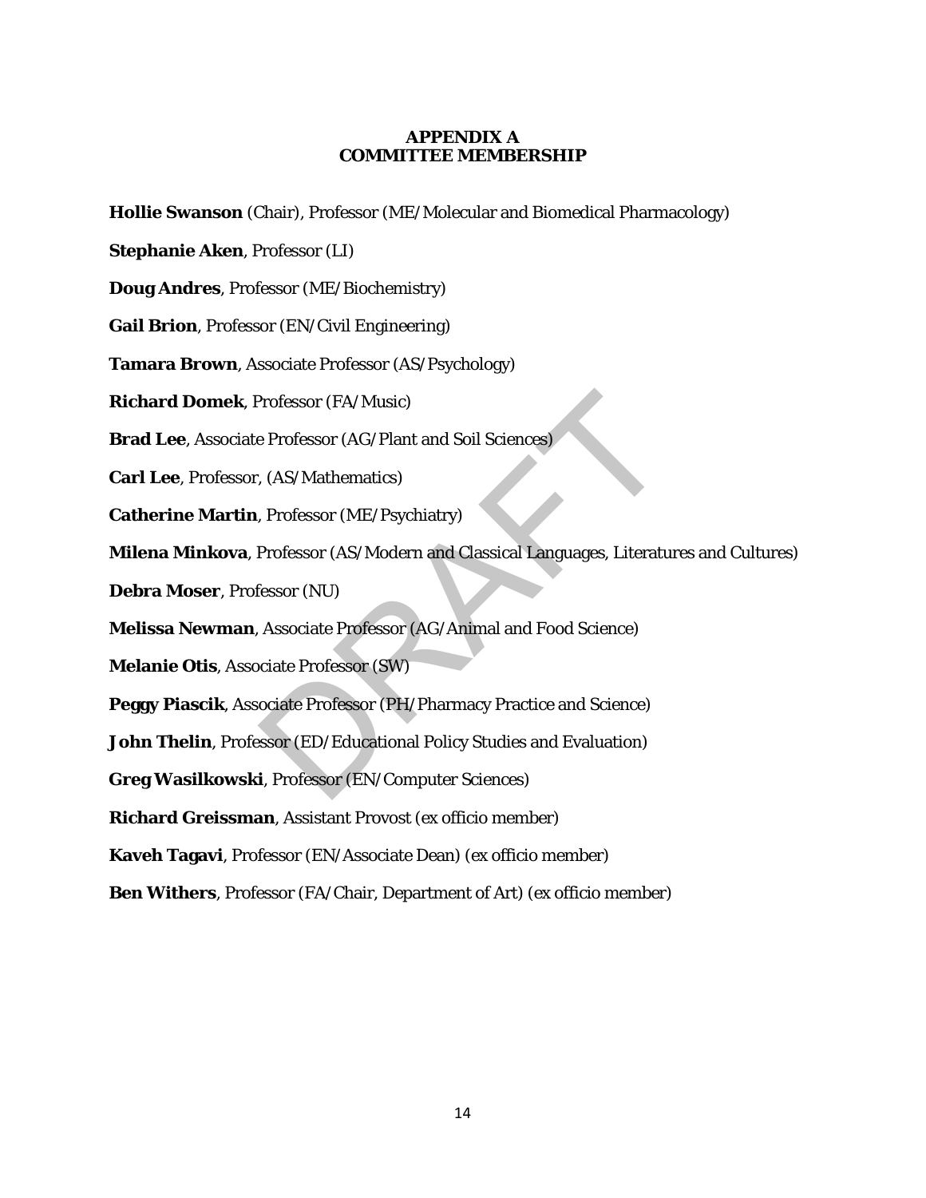# APPENDIX A
# COMMITTEE MEMBERSHIP

**Hollie Swanson** (Chair), Professor (ME/Molecular and Biomedical Pharmacology)

**Stephanie Aken**, Professor (LI)

**Doug Andres**, Professor (ME/Biochemistry)

**Gail Brion**, Professor (EN/Civil Engineering)

**Tamara Brown**, Associate Professor (AS/Psychology)

**Richard Domek**, Professor (FA/Music)

**Brad Lee**, Associate Professor (AG/Plant and Soil Sciences)

**Carl Lee**, Professor, (AS/Mathematics)

**Catherine Martin**, Professor (ME/Psychiatry)

**Milena Minkova**, Professor (AS/Modern and Classical Languages, Literatures and Cultures)

**Debra Moser**, Professor (NU)

**Melissa Newman**, Associate Professor (AG/Animal and Food Science)

**Melanie Otis**, Associate Professor (SW)

**Peggy Piascik**, Associate Professor (PH/Pharmacy Practice and Science)

**John Thelin**, Professor (ED/Educational Policy Studies and Evaluation)

**Greg Wasilkowski**, Professor (EN/Computer Sciences)

**Richard Greissman**, Assistant Provost (ex officio member)

**Kaveh Tagavi**, Professor (EN/Associate Dean) (ex officio member)

**Ben Withers**, Professor (FA/Chair, Department of Art) (ex officio member)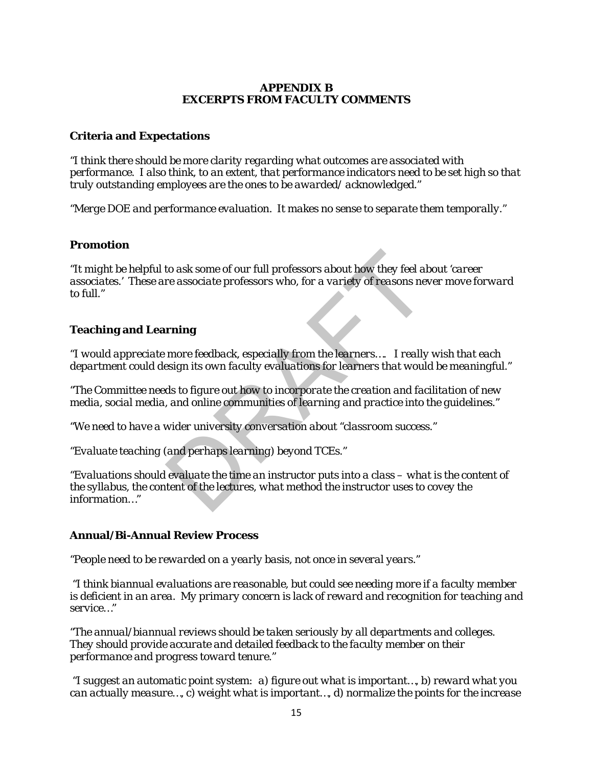# APPENDIX B
# EXCERPTS FROM FACULTY COMMENTS

## Criteria and Expectations

*"I think there should be more clarity regarding what outcomes are associated with performance. I also think, to an extent, that performance indicators need to be set high so that truly outstanding employees are the ones to be awarded/ acknowledged."*

*"Merge DOE and performance evaluation. It makes no sense to separate them temporally."*

## Promotion

*"It might be helpful to ask some of our full professors about how they feel about 'career associates.' These are associate professors who, for a variety of reasons never move forward to full."*

## Teaching and Learning

*"I would appreciate more feedback, especially from the learners…. I really wish that each department could design its own faculty evaluations for learners that would be meaningful."*

*"The Committee needs to figure out how to incorporate the creation and facilitation of new media, social media, and online communities of learning and practice into the guidelines."*

*"We need to have a wider university conversation about "classroom success."*

*"Evaluate teaching (and perhaps learning) beyond TCEs."*

*"Evaluations should evaluate the time an instructor puts into a class – what is the content of the syllabus, the content of the lectures, what method the instructor uses to covey the information…"*

## Annual/Bi-Annual Review Process

*"People need to be rewarded on a yearly basis, not once in several years."*

*"I think biannual evaluations are reasonable, but could see needing more if a faculty member is deficient in an area. My primary concern is lack of reward and recognition for teaching and service…"*

*"The annual/biannual reviews should be taken seriously by all departments and colleges. They should provide accurate and detailed feedback to the faculty member on their performance and progress toward tenure."*

*"I suggest an automatic point system: a) figure out what is important…, b) reward what you can actually measure…, c) weight what is important…, d) normalize the points for the increase*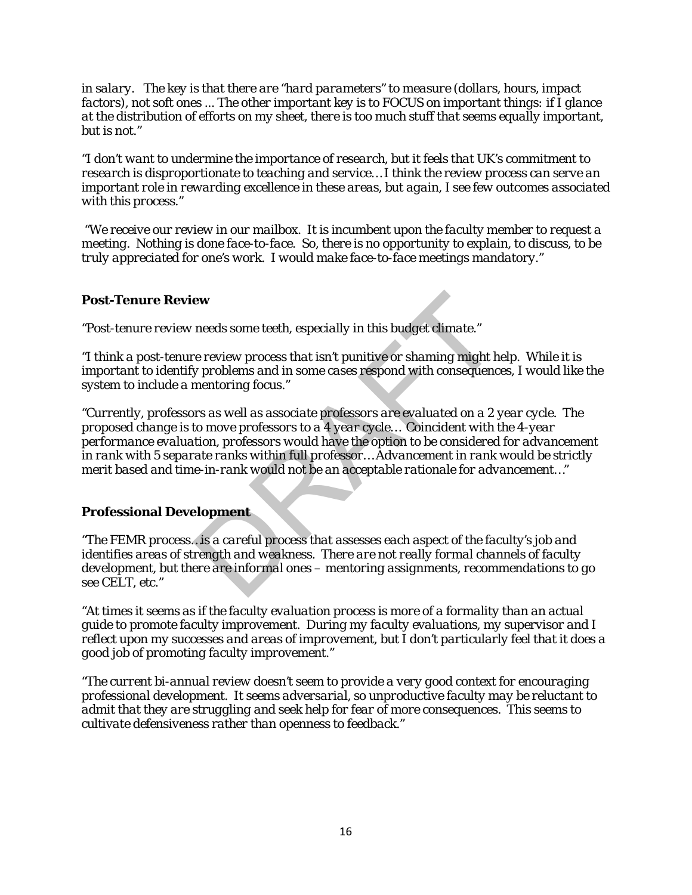*in salary. The key is that there are "hard parameters" to measure (dollars, hours, impact factors), not soft ones ... The other important key is to FOCUS on important things: if I glance at the distribution of efforts on my sheet, there is too much stuff that seems equally important, but is not."*

*"I don't want to undermine the importance of research, but it feels that UK's commitment to research is disproportionate to teaching and service… I think the review process can serve an important role in rewarding excellence in these areas, but again, I see few outcomes associated with this process."*

*"We receive our review in our mailbox. It is incumbent upon the faculty member to request a meeting. Nothing is done face-to-face. So, there is no opportunity to explain, to discuss, to be truly appreciated for one's work. I would make face-to-face meetings mandatory."*

### Post-Tenure Review

*"Post-tenure review needs some teeth, especially in this budget climate."*

*"I think a post-tenure review process that isn't punitive or shaming might help. While it is important to identify problems and in some cases respond with consequences, I would like the system to include a mentoring focus."*

*"Currently, professors as well as associate professors are evaluated on a 2 year cycle. The proposed change is to move professors to a 4 year cycle… Coincident with the 4-year performance evaluation, professors would have the option to be considered for advancement in rank with 5 separate ranks within full professor…Advancement in rank would be strictly merit based and time-in-rank would not be an acceptable rationale for advancement…"*

### Professional Development

*"The FEMR process…is a careful process that assesses each aspect of the faculty's job and identifies areas of strength and weakness. There are not really formal channels of faculty development, but there are informal ones – mentoring assignments, recommendations to go see CELT, etc."*

*"At times it seems as if the faculty evaluation process is more of a formality than an actual guide to promote faculty improvement. During my faculty evaluations, my supervisor and I reflect upon my successes and areas of improvement, but I don't particularly feel that it does a good job of promoting faculty improvement."*

*"The current bi-annual review doesn't seem to provide a very good context for encouraging professional development. It seems adversarial, so unproductive faculty may be reluctant to admit that they are struggling and seek help for fear of more consequences. This seems to cultivate defensiveness rather than openness to feedback."*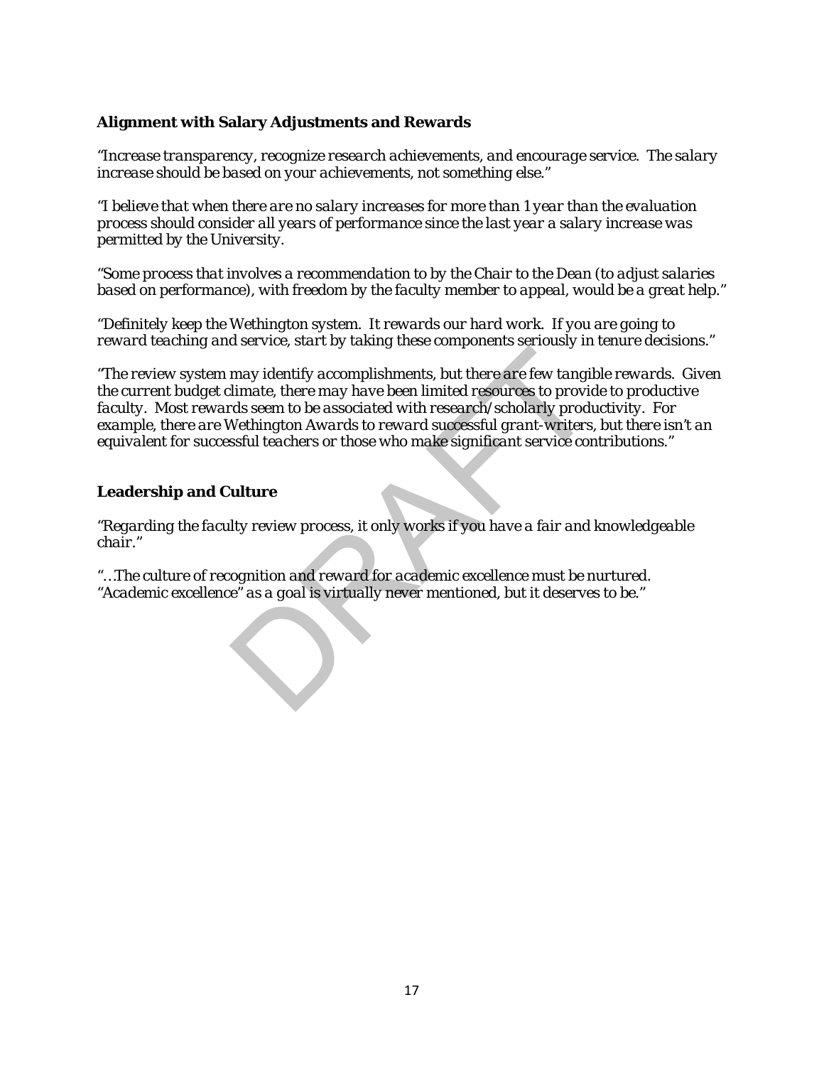**Alignment with Salary Adjustments and Rewards**

*"Increase transparency, recognize research achievements, and encourage service. The salary increase should be based on your achievements, not something else."*

*"I believe that when there are no salary increases for more than 1 year than the evaluation process should consider all years of performance since the last year a salary increase was permitted by the University.*

*"Some process that involves a recommendation to by the Chair to the Dean (to adjust salaries based on performance), with freedom by the faculty member to appeal, would be a great help."*

*"Definitely keep the Wethington system. It rewards our hard work. If you are going to reward teaching and service, start by taking these components seriously in tenure decisions."*

*"The review system may identify accomplishments, but there are few tangible rewards. Given the current budget climate, there may have been limited resources to provide to productive faculty. Most rewards seem to be associated with research/scholarly productivity. For example, there are Wethington Awards to reward successful grant-writers, but there isn't an equivalent for successful teachers or those who make significant service contributions."*

**Leadership and Culture**

*"Regarding the faculty review process, it only works if you have a fair and knowledgeable chair."*

*"…The culture of recognition and reward for academic excellence must be nurtured. "Academic excellence" as a goal is virtually never mentioned, but it deserves to be."*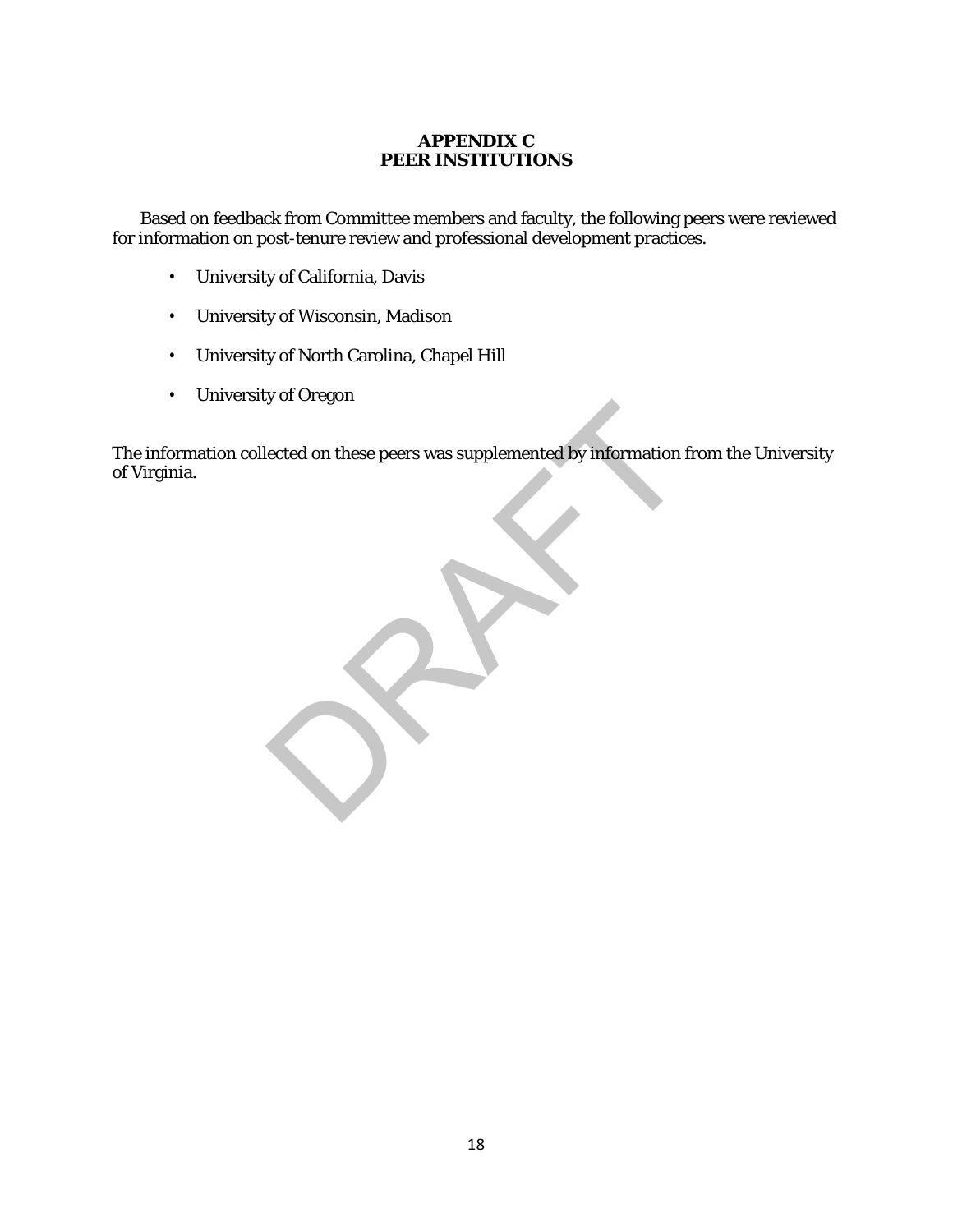# APPENDIX C
# PEER INSTITUTIONS

Based on feedback from Committee members and faculty, the following peers were reviewed for information on post-tenure review and professional development practices.

- University of California, Davis
- University of Wisconsin, Madison
- University of North Carolina, Chapel Hill
- University of Oregon

The information collected on these peers was supplemented by information from the University of Virginia.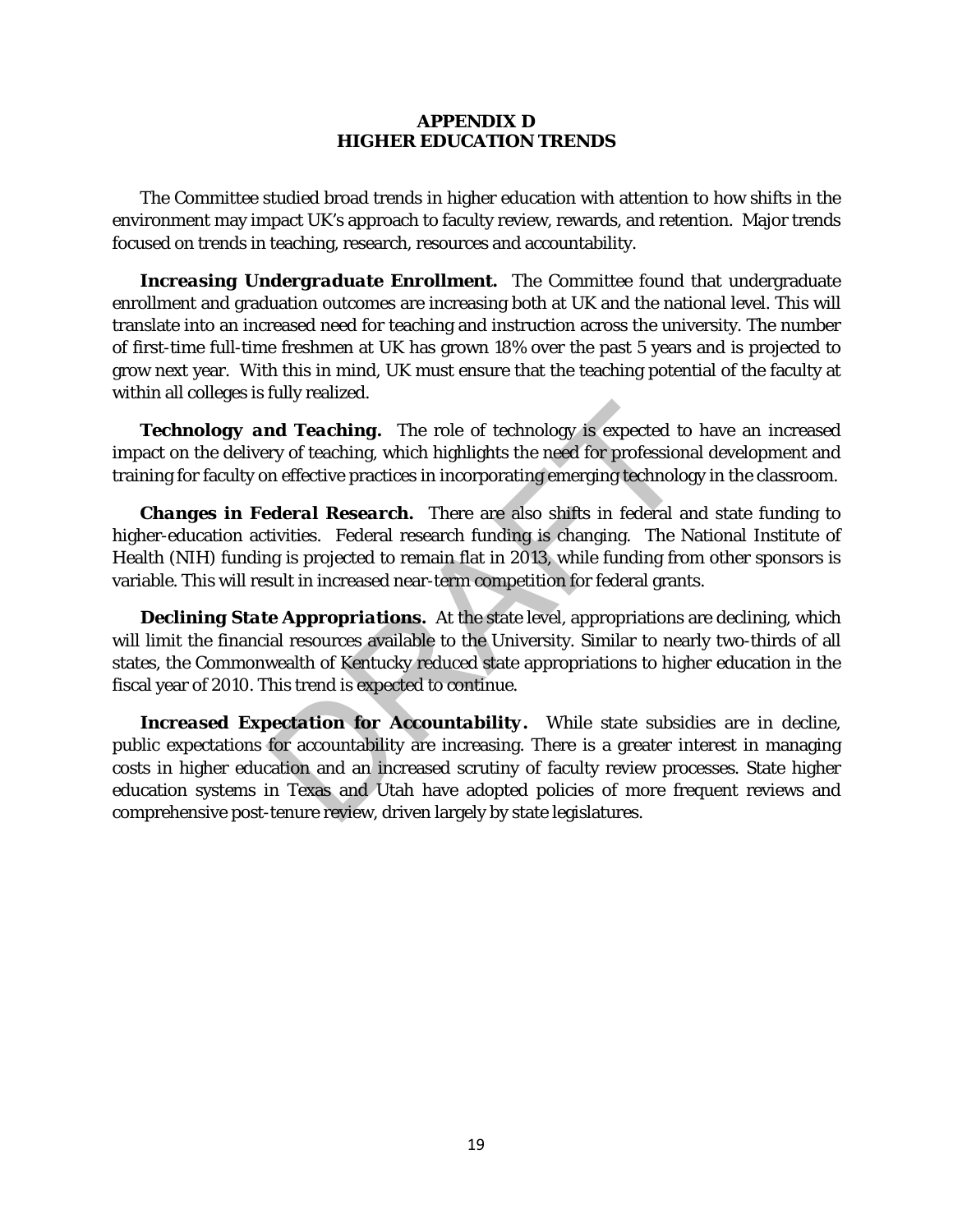# APPENDIX D
# HIGHER EDUCATION TRENDS

The Committee studied broad trends in higher education with attention to how shifts in the environment may impact UK's approach to faculty review, rewards, and retention. Major trends focused on trends in teaching, research, resources and accountability.

***Increasing Undergraduate Enrollment.*** The Committee found that undergraduate enrollment and graduation outcomes are increasing both at UK and the national level. This will translate into an increased need for teaching and instruction across the university. The number of first-time full-time freshmen at UK has grown 18% over the past 5 years and is projected to grow next year. With this in mind, UK must ensure that the teaching potential of the faculty at within all colleges is fully realized.

***Technology and Teaching.*** The role of technology is expected to have an increased impact on the delivery of teaching, which highlights the need for professional development and training for faculty on effective practices in incorporating emerging technology in the classroom.

***Changes in Federal Research.*** There are also shifts in federal and state funding to higher-education activities. Federal research funding is changing. The National Institute of Health (NIH) funding is projected to remain flat in 2013, while funding from other sponsors is variable. This will result in increased near-term competition for federal grants.

***Declining State Appropriations.*** At the state level, appropriations are declining, which will limit the financial resources available to the University. Similar to nearly two-thirds of all states, the Commonwealth of Kentucky reduced state appropriations to higher education in the fiscal year of 2010. This trend is expected to continue.

***Increased Expectation for Accountability.*** While state subsidies are in decline, public expectations for accountability are increasing. There is a greater interest in managing costs in higher education and an increased scrutiny of faculty review processes. State higher education systems in Texas and Utah have adopted policies of more frequent reviews and comprehensive post-tenure review, driven largely by state legislatures.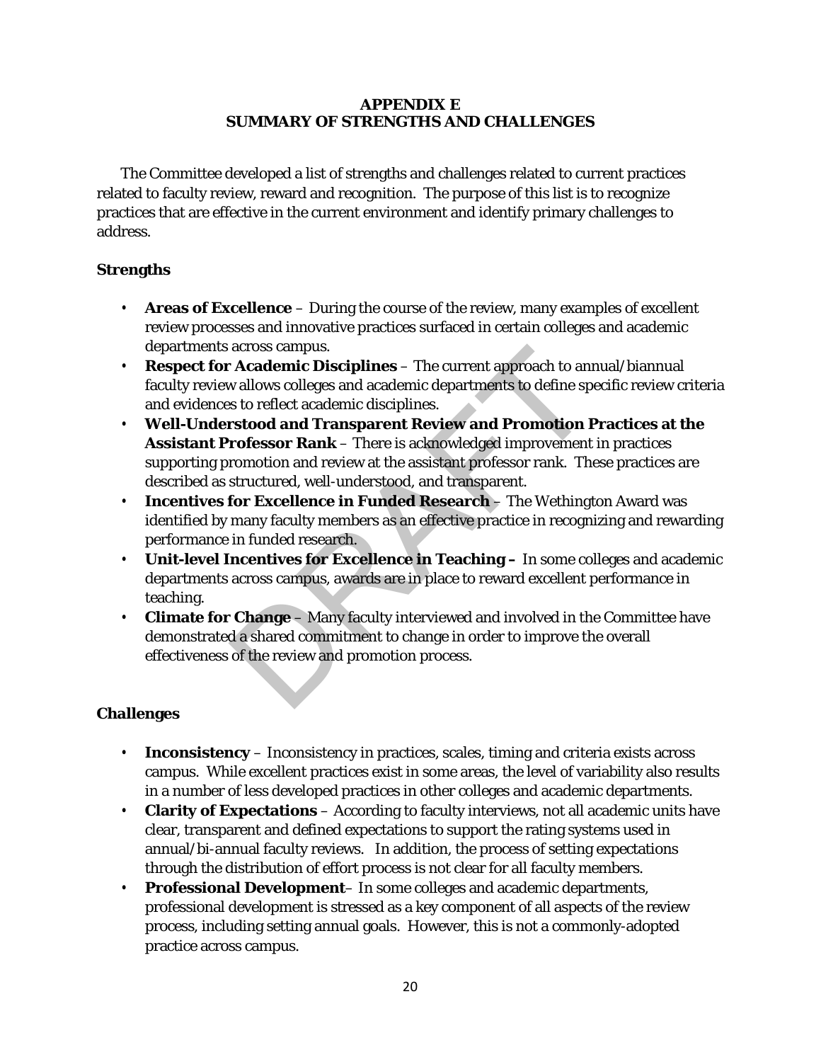# APPENDIX E
# SUMMARY OF STRENGTHS AND CHALLENGES

The Committee developed a list of strengths and challenges related to current practices related to faculty review, reward and recognition. The purpose of this list is to recognize practices that are effective in the current environment and identify primary challenges to address.

### Strengths

- **Areas of Excellence** – During the course of the review, many examples of excellent review processes and innovative practices surfaced in certain colleges and academic departments across campus.
- **Respect for Academic Disciplines** – The current approach to annual/biannual faculty review allows colleges and academic departments to define specific review criteria and evidences to reflect academic disciplines.
- **Well-Understood and Transparent Review and Promotion Practices at the Assistant Professor Rank** – There is acknowledged improvement in practices supporting promotion and review at the assistant professor rank. These practices are described as structured, well-understood, and transparent.
- **Incentives for Excellence in Funded Research** – The Wethington Award was identified by many faculty members as an effective practice in recognizing and rewarding performance in funded research.
- **Unit-level Incentives for Excellence in Teaching –** In some colleges and academic departments across campus, awards are in place to reward excellent performance in teaching.
- **Climate for Change** – Many faculty interviewed and involved in the Committee have demonstrated a shared commitment to change in order to improve the overall effectiveness of the review and promotion process.

### Challenges

- **Inconsistency** – Inconsistency in practices, scales, timing and criteria exists across campus. While excellent practices exist in some areas, the level of variability also results in a number of less developed practices in other colleges and academic departments.
- **Clarity of Expectations** – According to faculty interviews, not all academic units have clear, transparent and defined expectations to support the rating systems used in annual/bi-annual faculty reviews. In addition, the process of setting expectations through the distribution of effort process is not clear for all faculty members.
- **Professional Development**– In some colleges and academic departments, professional development is stressed as a key component of all aspects of the review process, including setting annual goals. However, this is not a commonly-adopted practice across campus.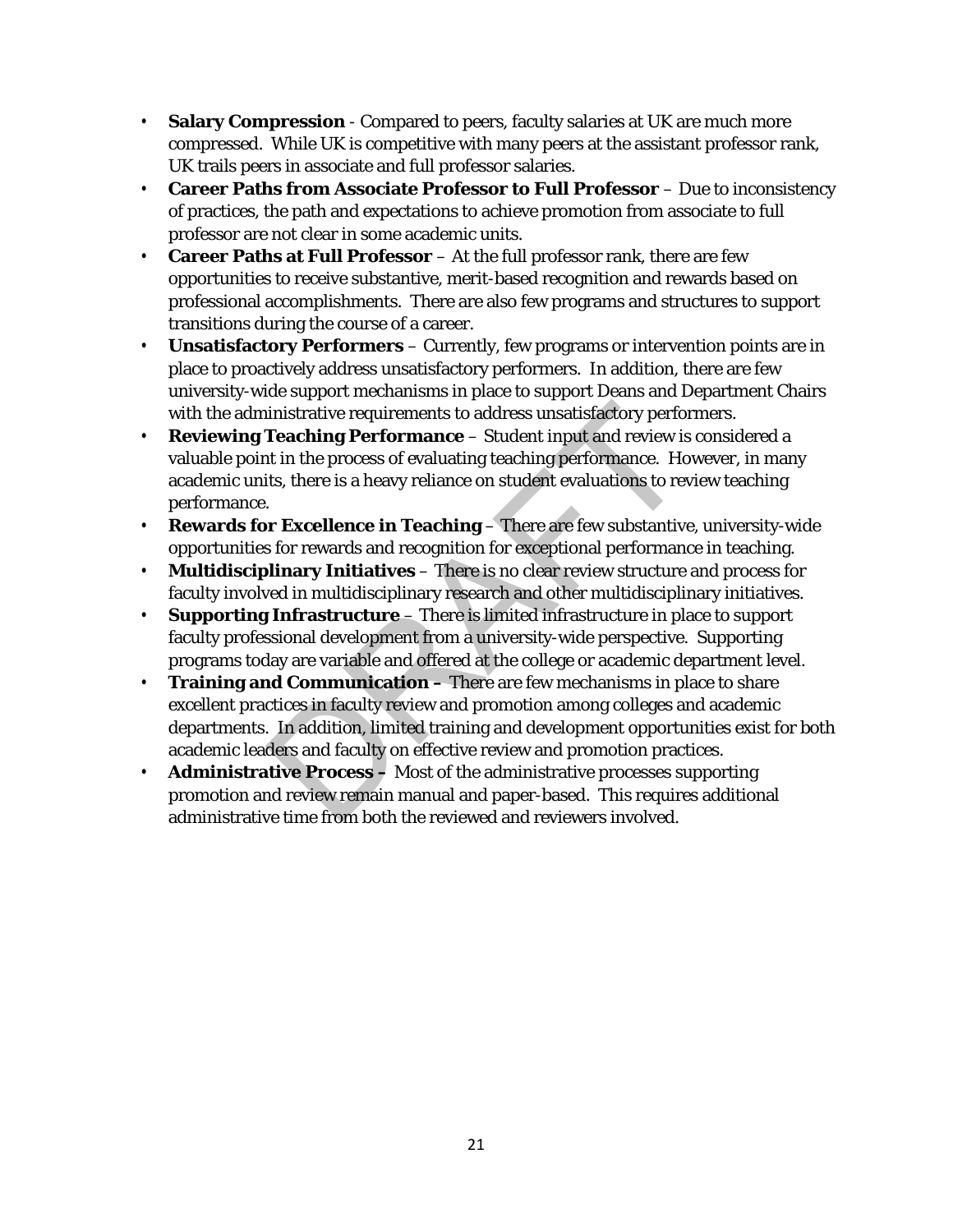- **Salary Compression** - Compared to peers, faculty salaries at UK are much more compressed. While UK is competitive with many peers at the assistant professor rank, UK trails peers in associate and full professor salaries.
- **Career Paths from Associate Professor to Full Professor** – Due to inconsistency of practices, the path and expectations to achieve promotion from associate to full professor are not clear in some academic units.
- **Career Paths at Full Professor** – At the full professor rank, there are few opportunities to receive substantive, merit-based recognition and rewards based on professional accomplishments. There are also few programs and structures to support transitions during the course of a career.
- **Unsatisfactory Performers** – Currently, few programs or intervention points are in place to proactively address unsatisfactory performers. In addition, there are few university-wide support mechanisms in place to support Deans and Department Chairs with the administrative requirements to address unsatisfactory performers.
- **Reviewing Teaching Performance** – Student input and review is considered a valuable point in the process of evaluating teaching performance. However, in many academic units, there is a heavy reliance on student evaluations to review teaching performance.
- **Rewards for Excellence in Teaching** – There are few substantive, university-wide opportunities for rewards and recognition for exceptional performance in teaching.
- **Multidisciplinary Initiatives** – There is no clear review structure and process for faculty involved in multidisciplinary research and other multidisciplinary initiatives.
- **Supporting Infrastructure** – There is limited infrastructure in place to support faculty professional development from a university-wide perspective. Supporting programs today are variable and offered at the college or academic department level.
- **Training and Communication –** There are few mechanisms in place to share excellent practices in faculty review and promotion among colleges and academic departments. In addition, limited training and development opportunities exist for both academic leaders and faculty on effective review and promotion practices.
- **Administrative Process –** Most of the administrative processes supporting promotion and review remain manual and paper-based. This requires additional administrative time from both the reviewed and reviewers involved.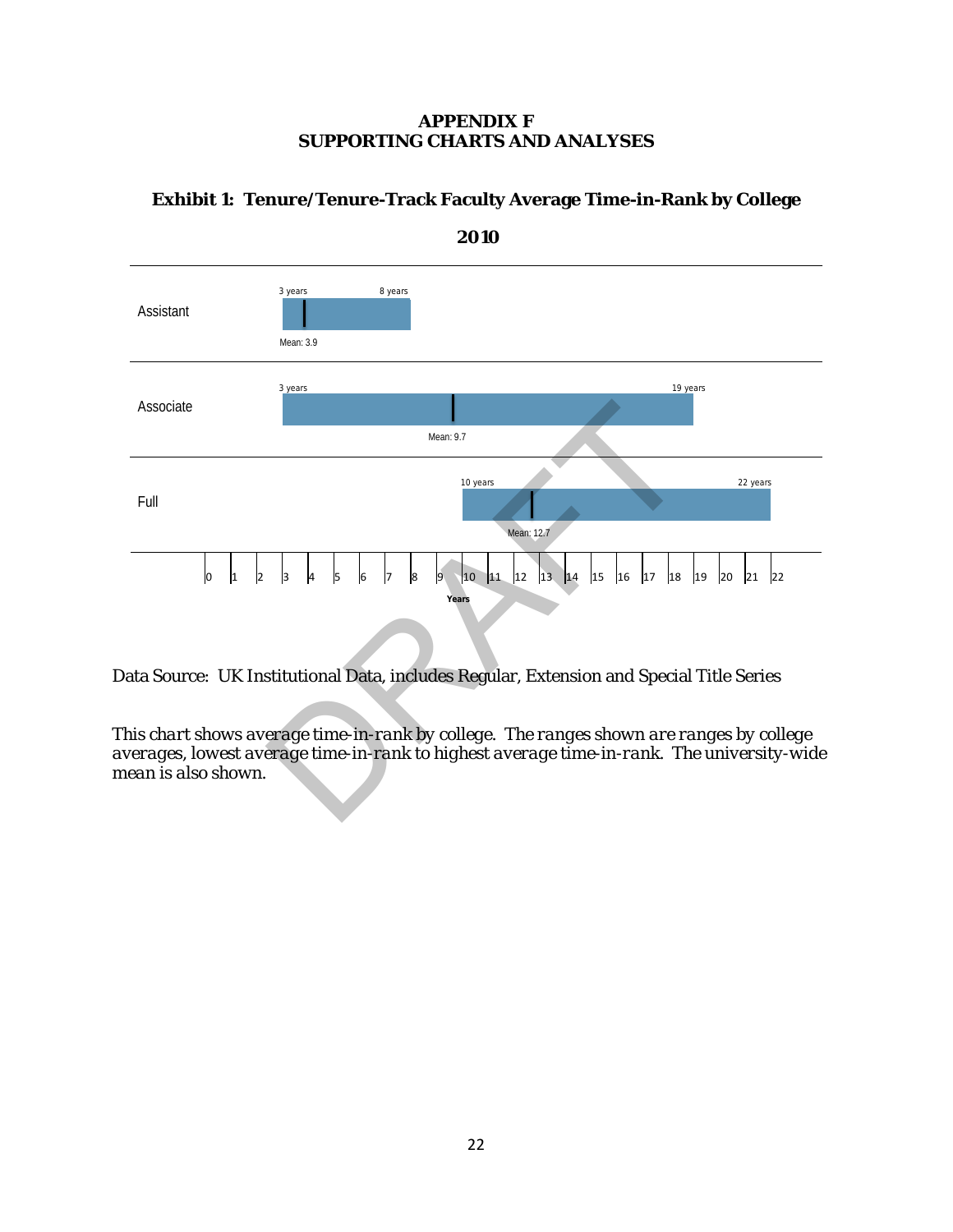# APPENDIX F
# SUPPORTING CHARTS AND ANALYSES

### Exhibit 1: Tenure/Tenure-Track Faculty Average Time-in-Rank by College

**2010**

| Rank | Lowest | Highest | Mean |
|---|---|---|---|
| Assistant | 3 years | 8 years | Mean: 3.9 |
| Associate | 3 years | 19 years | Mean: 9.7 |
| Full | 10 years | 22 years | Mean: 12.7 |

Years: 0 1 2 3 4 5 6 7 8 9 10 11 12 13 14 15 16 17 18 19 20 21 22

Data Source: UK Institutional Data, includes Regular, Extension and Special Title Series

*This chart shows average time-in-rank by college. The ranges shown are ranges by college averages, lowest average time-in-rank to highest average time-in-rank. The university-wide mean is also shown.*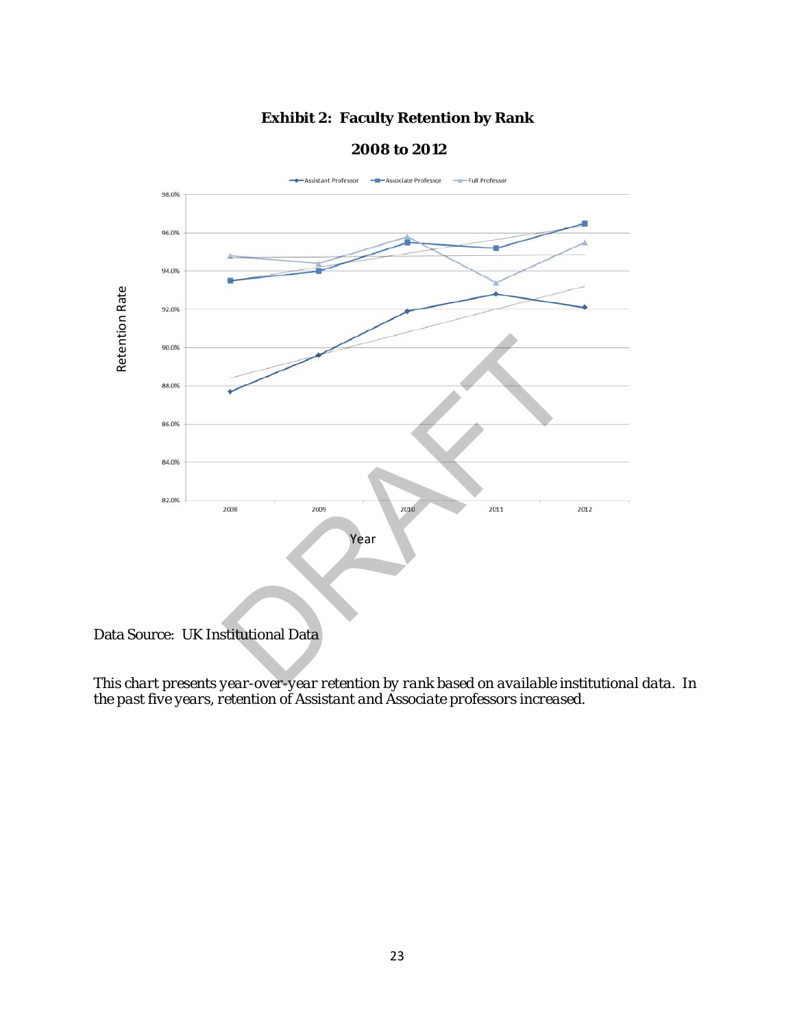**Exhibit 2: Faculty Retention by Rank**

**2008 to 2012**

Data Source: UK Institutional Data

*This chart presents year-over-year retention by rank based on available institutional data. In the past five years, retention of Assistant and Associate professors increased.*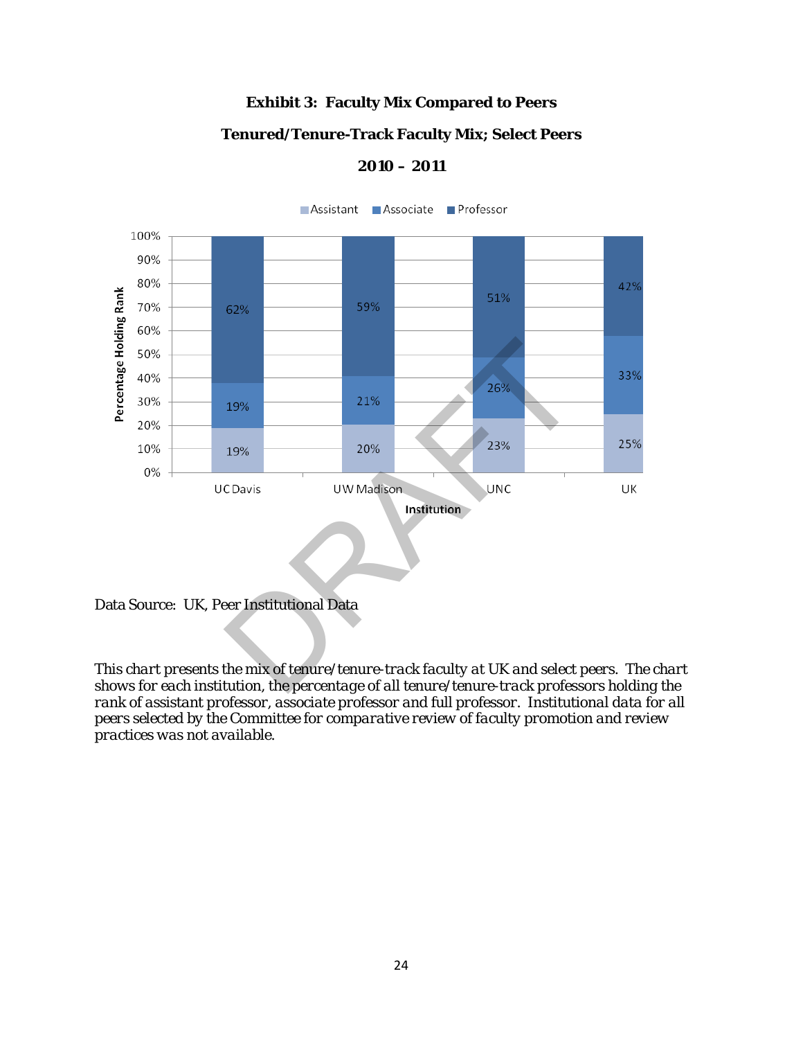**Exhibit 3: Faculty Mix Compared to Peers**

**Tenured/Tenure-Track Faculty Mix; Select Peers**

**2010 – 2011**

| Institution | Assistant | Associate | Professor |
|---|---|---|---|
| UC Davis | 19% | 19% | 62% |
| UW Madison | 20% | 21% | 59% |
| UNC | 23% | 26% | 51% |
| UK | 25% | 33% | 42% |

Data Source: UK, Peer Institutional Data

This chart presents the mix of tenure/tenure-track faculty at UK and select peers. The chart shows for each institution, the percentage of all tenure/tenure-track professors holding the rank of assistant professor, associate professor and full professor. Institutional data for all peers selected by the Committee for comparative review of faculty promotion and review practices was not available.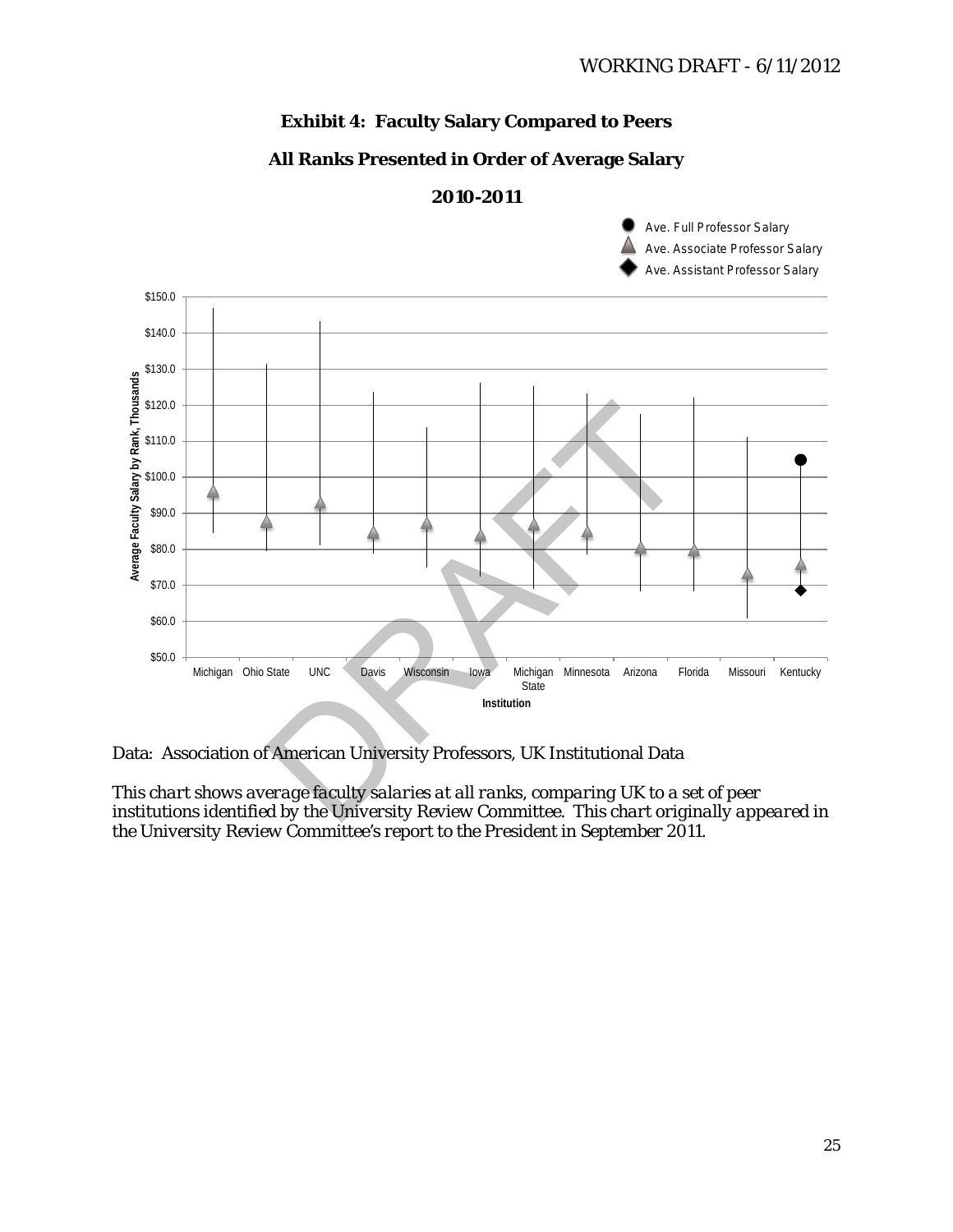**Exhibit 4: Faculty Salary Compared to Peers**

**All Ranks Presented in Order of Average Salary**

**2010-2011**

Data: Association of American University Professors, UK Institutional Data

*This chart shows average faculty salaries at all ranks, comparing UK to a set of peer institutions identified by the University Review Committee. This chart originally appeared in the University Review Committee's report to the President in September 2011.*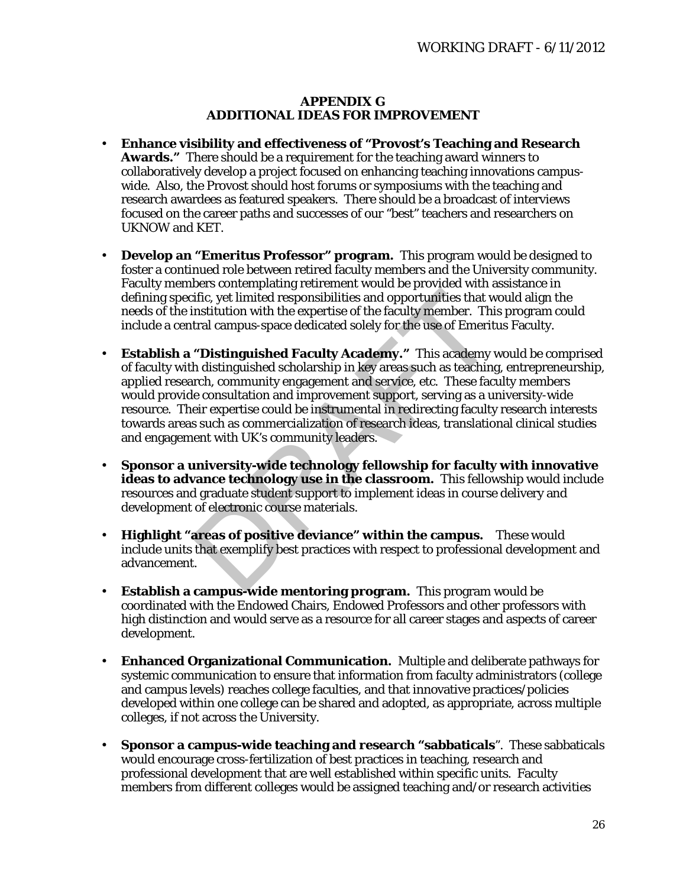## APPENDIX G
## ADDITIONAL IDEAS FOR IMPROVEMENT

- **Enhance visibility and effectiveness of "Provost's Teaching and Research Awards."** There should be a requirement for the teaching award winners to collaboratively develop a project focused on enhancing teaching innovations campus-wide. Also, the Provost should host forums or symposiums with the teaching and research awardees as featured speakers. There should be a broadcast of interviews focused on the career paths and successes of our "best" teachers and researchers on UKNOW and KET.

- **Develop an "Emeritus Professor" program.** This program would be designed to foster a continued role between retired faculty members and the University community. Faculty members contemplating retirement would be provided with assistance in defining specific, yet limited responsibilities and opportunities that would align the needs of the institution with the expertise of the faculty member. This program could include a central campus-space dedicated solely for the use of Emeritus Faculty.

- **Establish a "Distinguished Faculty Academy."** This academy would be comprised of faculty with distinguished scholarship in key areas such as teaching, entrepreneurship, applied research, community engagement and service, etc. These faculty members would provide consultation and improvement support, serving as a university-wide resource. Their expertise could be instrumental in redirecting faculty research interests towards areas such as commercialization of research ideas, translational clinical studies and engagement with UK's community leaders.

- **Sponsor a university-wide technology fellowship for faculty with innovative ideas to advance technology use in the classroom.** This fellowship would include resources and graduate student support to implement ideas in course delivery and development of electronic course materials.

- **Highlight "areas of positive deviance" within the campus.** These would include units that exemplify best practices with respect to professional development and advancement.

- **Establish a campus-wide mentoring program.** This program would be coordinated with the Endowed Chairs, Endowed Professors and other professors with high distinction and would serve as a resource for all career stages and aspects of career development.

- **Enhanced Organizational Communication.** Multiple and deliberate pathways for systemic communication to ensure that information from faculty administrators (college and campus levels) reaches college faculties, and that innovative practices/policies developed within one college can be shared and adopted, as appropriate, across multiple colleges, if not across the University.

- **Sponsor a campus-wide teaching and research "sabbaticals**". These sabbaticals would encourage cross-fertilization of best practices in teaching, research and professional development that are well established within specific units. Faculty members from different colleges would be assigned teaching and/or research activities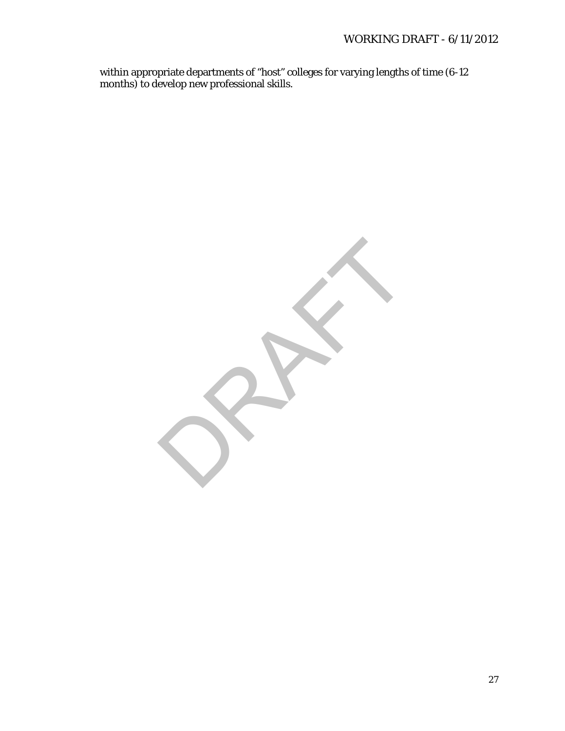within appropriate departments of "host" colleges for varying lengths of time (6-12 months) to develop new professional skills.